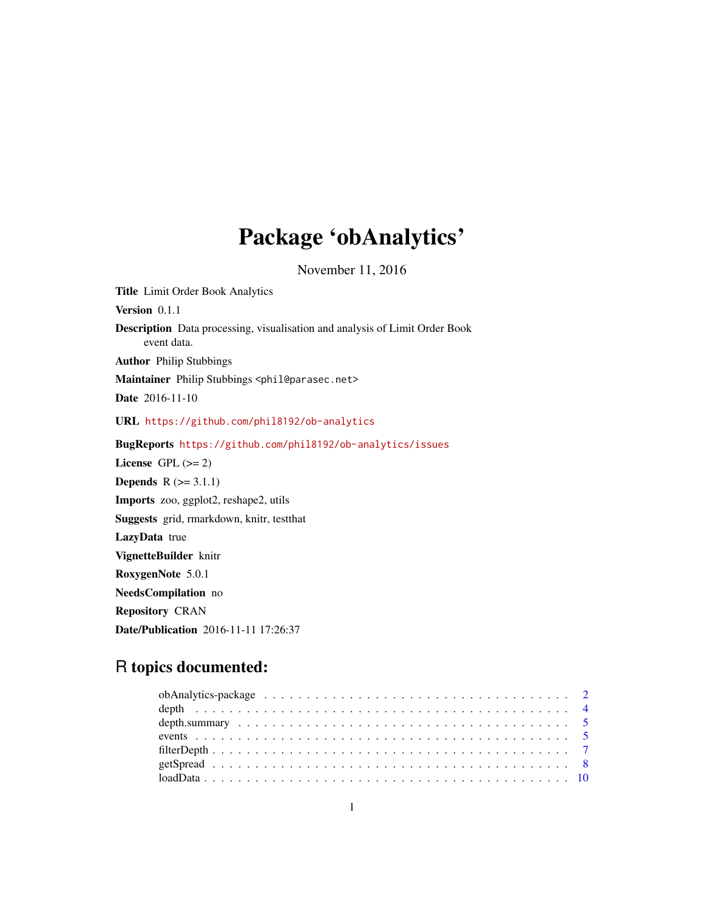# Package 'obAnalytics'

November 11, 2016

**Title** Limit Order Book Analytics

**Version** 0.1.1

**Description** Data processing, visualisation and analysis of Limit Order Book event data.

**Author** Philip Stubbings

**Maintainer** Philip Stubbings <phil@parasec.net>

**Date** 2016-11-10

**URL** https://github.com/phil8192/ob-analytics

**BugReports** https://github.com/phil8192/ob-analytics/issues

**License** GPL (>= 2)

**Depends** R (>= 3.1.1)

**Imports** zoo, ggplot2, reshape2, utils

**Suggests** grid, rmarkdown, knitr, testthat

**LazyData** true

**VignetteBuilder** knitr

**RoxygenNote** 5.0.1

**NeedsCompilation** no

**Repository** CRAN

**Date/Publication** 2016-11-11 17:26:37

## R topics documented:

- obAnalytics-package . . . . . . . . . . . . . . . . . . . . . . . . . . . . . . . . . . . 2
- depth . . . . . . . . . . . . . . . . . . . . . . . . . . . . . . . . . . . . . . . . . . . 4
- depth.summary . . . . . . . . . . . . . . . . . . . . . . . . . . . . . . . . . . . . . . 5
- events . . . . . . . . . . . . . . . . . . . . . . . . . . . . . . . . . . . . . . . . . . . 5
- filterDepth . . . . . . . . . . . . . . . . . . . . . . . . . . . . . . . . . . . . . . . . 7
- getSpread . . . . . . . . . . . . . . . . . . . . . . . . . . . . . . . . . . . . . . . . . 8
- loadData . . . . . . . . . . . . . . . . . . . . . . . . . . . . . . . . . . . . . . . . . 10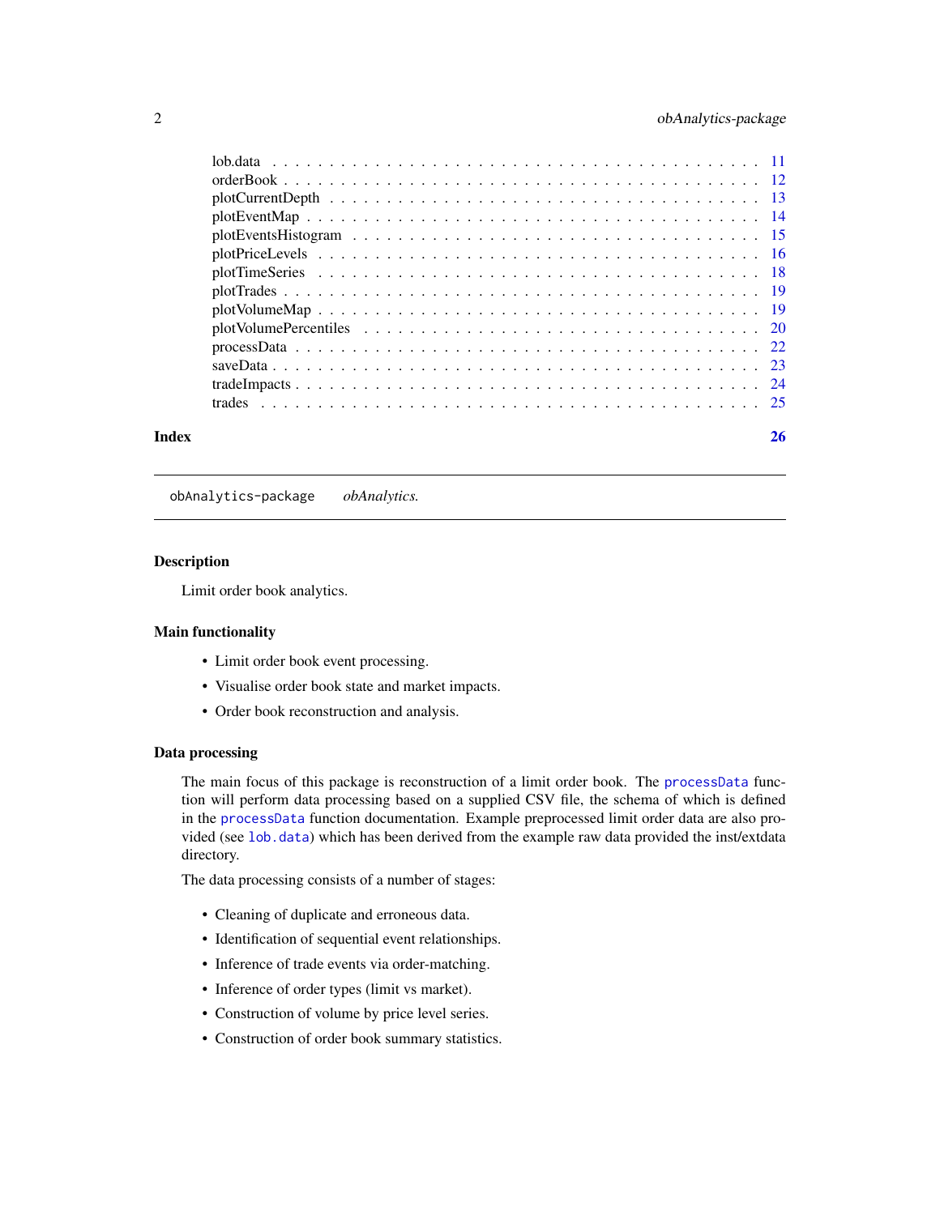lob.data . . . . . . . . . . . . . . . . . . . . . . . . . . . . . . . . . . . . . . . . 11
orderBook . . . . . . . . . . . . . . . . . . . . . . . . . . . . . . . . . . . . . . . . 12
plotCurrentDepth . . . . . . . . . . . . . . . . . . . . . . . . . . . . . . . . . . . . 13
plotEventMap . . . . . . . . . . . . . . . . . . . . . . . . . . . . . . . . . . . . . . 14
plotEventsHistogram . . . . . . . . . . . . . . . . . . . . . . . . . . . . . . . . . . 15
plotPriceLevels . . . . . . . . . . . . . . . . . . . . . . . . . . . . . . . . . . . . . 16
plotTimeSeries . . . . . . . . . . . . . . . . . . . . . . . . . . . . . . . . . . . . . 18
plotTrades . . . . . . . . . . . . . . . . . . . . . . . . . . . . . . . . . . . . . . . 19
plotVolumeMap . . . . . . . . . . . . . . . . . . . . . . . . . . . . . . . . . . . . . 19
plotVolumePercentiles . . . . . . . . . . . . . . . . . . . . . . . . . . . . . . . . . 20
processData . . . . . . . . . . . . . . . . . . . . . . . . . . . . . . . . . . . . . . 22
saveData . . . . . . . . . . . . . . . . . . . . . . . . . . . . . . . . . . . . . . . . 23
tradeImpacts . . . . . . . . . . . . . . . . . . . . . . . . . . . . . . . . . . . . . . 24
trades . . . . . . . . . . . . . . . . . . . . . . . . . . . . . . . . . . . . . . . . . 25

**Index** **26**

---

`obAnalytics-package` *obAnalytics.*

---

### Description

Limit order book analytics.

### Main functionality

- Limit order book event processing.
- Visualise order book state and market impacts.
- Order book reconstruction and analysis.

### Data processing

The main focus of this package is reconstruction of a limit order book. The `processData` function will perform data processing based on a supplied CSV file, the schema of which is defined in the `processData` function documentation. Example preprocessed limit order data are also provided (see `lob.data`) which has been derived from the example raw data provided the inst/extdata directory.

The data processing consists of a number of stages:

- Cleaning of duplicate and erroneous data.
- Identification of sequential event relationships.
- Inference of trade events via order-matching.
- Inference of order types (limit vs market).
- Construction of volume by price level series.
- Construction of order book summary statistics.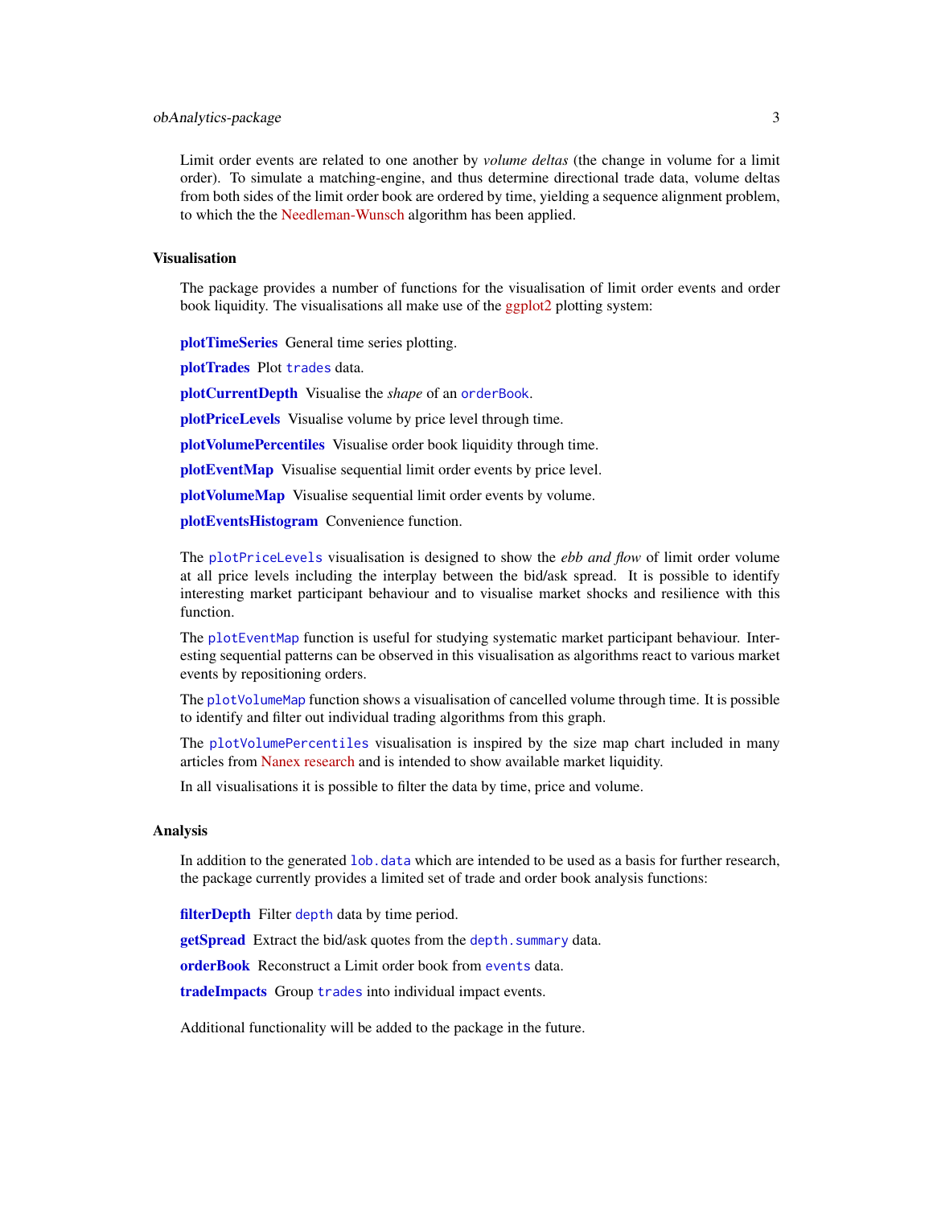Limit order events are related to one another by *volume deltas* (the change in volume for a limit order). To simulate a matching-engine, and thus determine directional trade data, volume deltas from both sides of the limit order book are ordered by time, yielding a sequence alignment problem, to which the the Needleman-Wunsch algorithm has been applied.

## Visualisation

The package provides a number of functions for the visualisation of limit order events and order book liquidity. The visualisations all make use of the ggplot2 plotting system:

**plotTimeSeries** General time series plotting.

**plotTrades** Plot `trades` data.

**plotCurrentDepth** Visualise the *shape* of an `orderBook`.

**plotPriceLevels** Visualise volume by price level through time.

**plotVolumePercentiles** Visualise order book liquidity through time.

**plotEventMap** Visualise sequential limit order events by price level.

**plotVolumeMap** Visualise sequential limit order events by volume.

**plotEventsHistogram** Convenience function.

The `plotPriceLevels` visualisation is designed to show the *ebb and flow* of limit order volume at all price levels including the interplay between the bid/ask spread. It is possible to identify interesting market participant behaviour and to visualise market shocks and resilience with this function.

The `plotEventMap` function is useful for studying systematic market participant behaviour. Interesting sequential patterns can be observed in this visualisation as algorithms react to various market events by repositioning orders.

The `plotVolumeMap` function shows a visualisation of cancelled volume through time. It is possible to identify and filter out individual trading algorithms from this graph.

The `plotVolumePercentiles` visualisation is inspired by the size map chart included in many articles from Nanex research and is intended to show available market liquidity.

In all visualisations it is possible to filter the data by time, price and volume.

## Analysis

In addition to the generated `lob.data` which are intended to be used as a basis for further research, the package currently provides a limited set of trade and order book analysis functions:

**filterDepth** Filter `depth` data by time period.

**getSpread** Extract the bid/ask quotes from the `depth.summary` data.

**orderBook** Reconstruct a Limit order book from `events` data.

**tradeImpacts** Group `trades` into individual impact events.

Additional functionality will be added to the package in the future.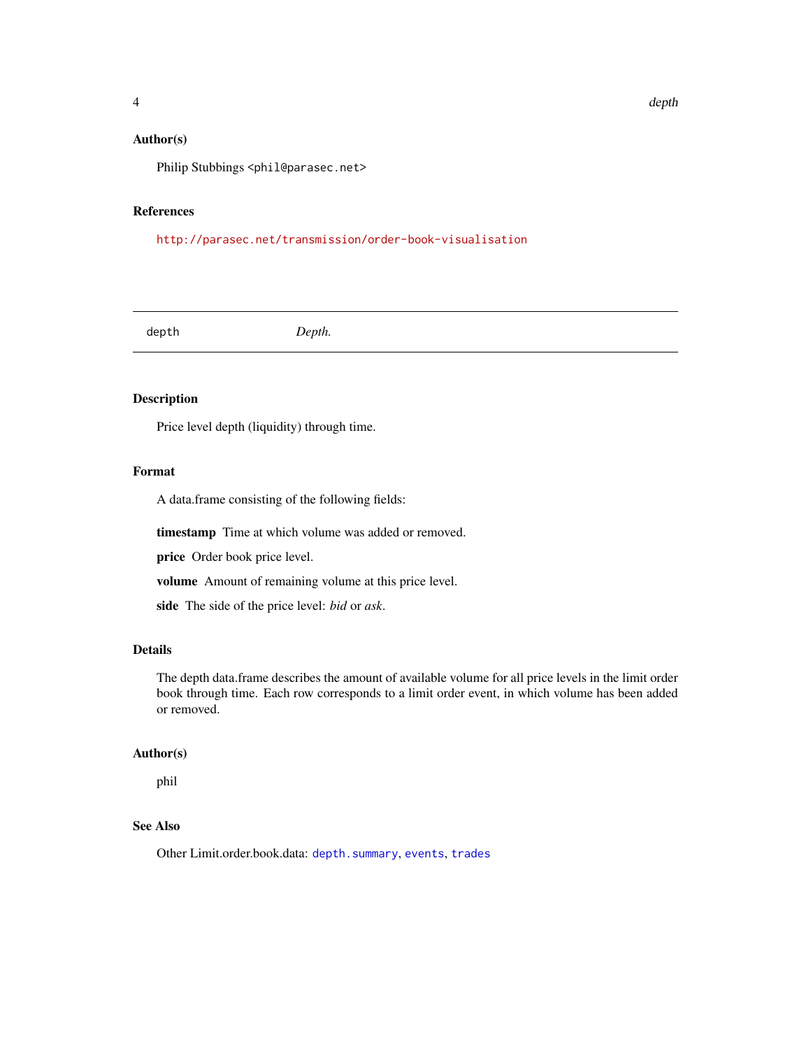### Author(s)

Philip Stubbings <phil@parasec.net>

### References

http://parasec.net/transmission/order-book-visualisation

---

## depth — *Depth.*

### Description

Price level depth (liquidity) through time.

### Format

A data.frame consisting of the following fields:

**timestamp** Time at which volume was added or removed.

**price** Order book price level.

**volume** Amount of remaining volume at this price level.

**side** The side of the price level: *bid* or *ask*.

### Details

The depth data.frame describes the amount of available volume for all price levels in the limit order book through time. Each row corresponds to a limit order event, in which volume has been added or removed.

### Author(s)

phil

### See Also

Other Limit.order.book.data: `depth.summary`, `events`, `trades`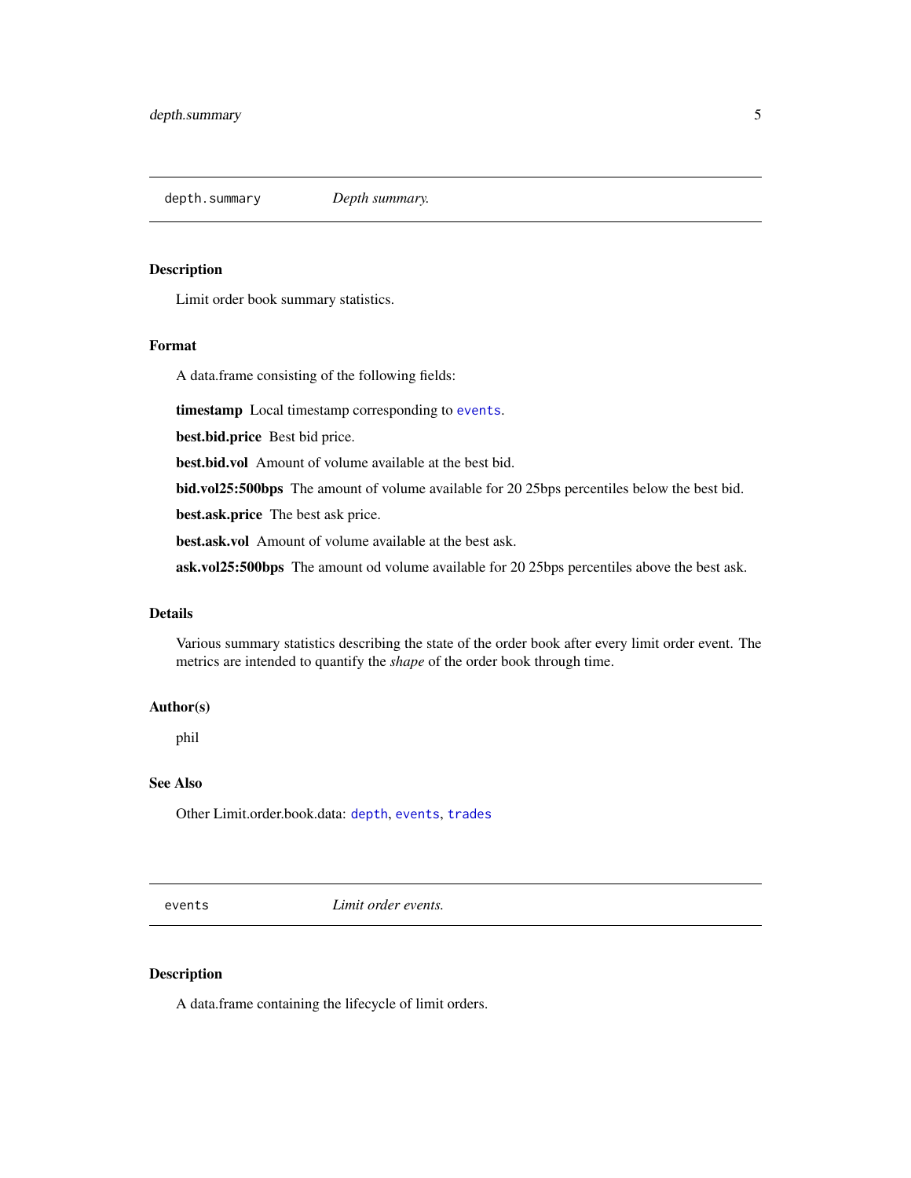## depth.summary *Depth summary.*

### Description

Limit order book summary statistics.

### Format

A data.frame consisting of the following fields:

**timestamp** Local timestamp corresponding to `events`.

**best.bid.price** Best bid price.

**best.bid.vol** Amount of volume available at the best bid.

**bid.vol25:500bps** The amount of volume available for 20 25bps percentiles below the best bid.

**best.ask.price** The best ask price.

**best.ask.vol** Amount of volume available at the best ask.

**ask.vol25:500bps** The amount od volume available for 20 25bps percentiles above the best ask.

### Details

Various summary statistics describing the state of the order book after every limit order event. The metrics are intended to quantify the *shape* of the order book through time.

### Author(s)

phil

### See Also

Other Limit.order.book.data: `depth`, `events`, `trades`

## events *Limit order events.*

### Description

A data.frame containing the lifecycle of limit orders.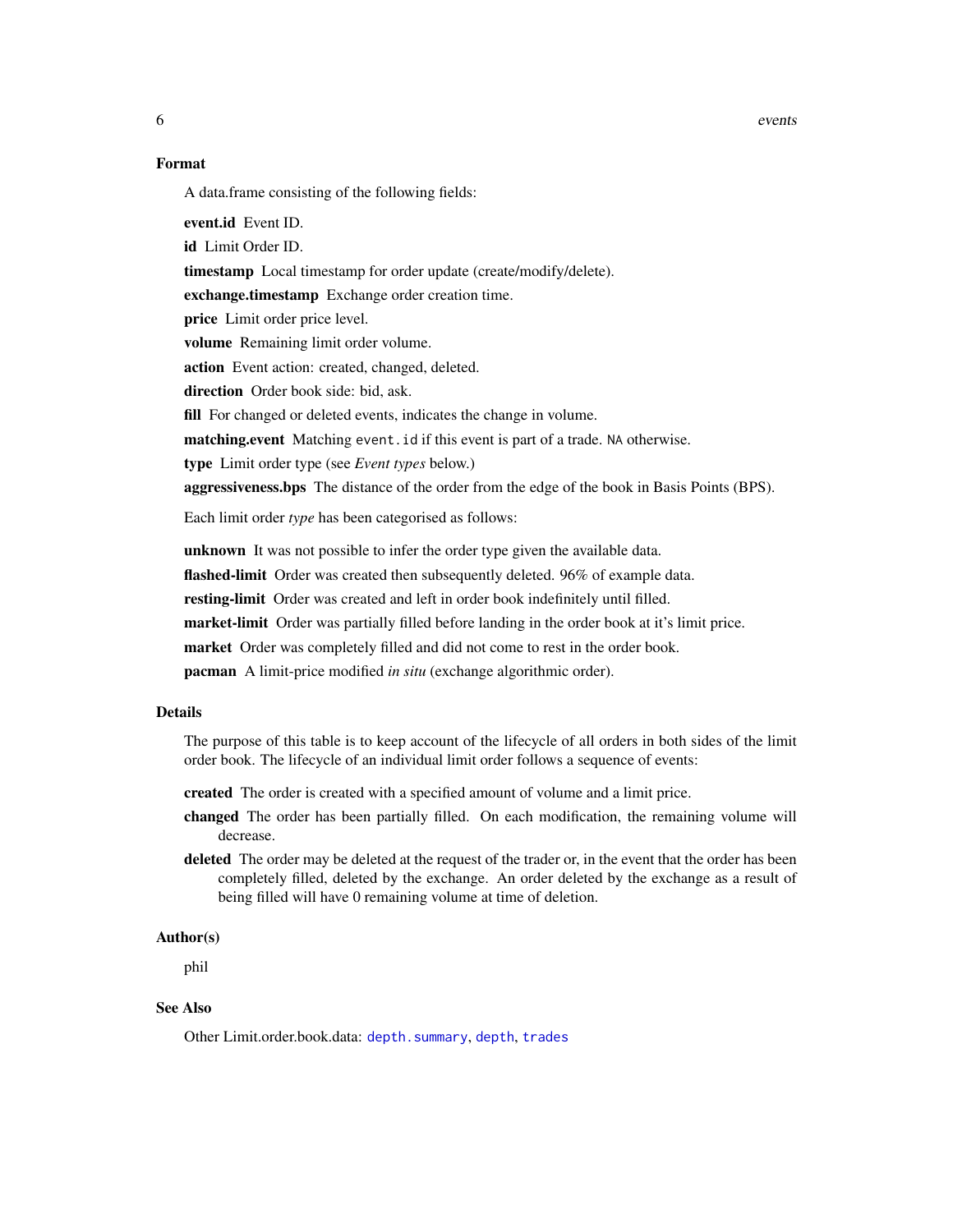### Format

A data.frame consisting of the following fields:

**event.id** Event ID.

**id** Limit Order ID.

**timestamp** Local timestamp for order update (create/modify/delete).

**exchange.timestamp** Exchange order creation time.

**price** Limit order price level.

**volume** Remaining limit order volume.

**action** Event action: created, changed, deleted.

**direction** Order book side: bid, ask.

**fill** For changed or deleted events, indicates the change in volume.

**matching.event** Matching `event.id` if this event is part of a trade. `NA` otherwise.

**type** Limit order type (see *Event types* below.)

**aggressiveness.bps** The distance of the order from the edge of the book in Basis Points (BPS).

Each limit order *type* has been categorised as follows:

**unknown** It was not possible to infer the order type given the available data.

**flashed-limit** Order was created then subsequently deleted. 96% of example data.

**resting-limit** Order was created and left in order book indefinitely until filled.

**market-limit** Order was partially filled before landing in the order book at it's limit price.

**market** Order was completely filled and did not come to rest in the order book.

**pacman** A limit-price modified *in situ* (exchange algorithmic order).

### Details

The purpose of this table is to keep account of the lifecycle of all orders in both sides of the limit order book. The lifecycle of an individual limit order follows a sequence of events:

**created** The order is created with a specified amount of volume and a limit price.

**changed** The order has been partially filled. On each modification, the remaining volume will decrease.

**deleted** The order may be deleted at the request of the trader or, in the event that the order has been completely filled, deleted by the exchange. An order deleted by the exchange as a result of being filled will have 0 remaining volume at time of deletion.

### Author(s)

phil

### See Also

Other Limit.order.book.data: `depth.summary`, `depth`, `trades`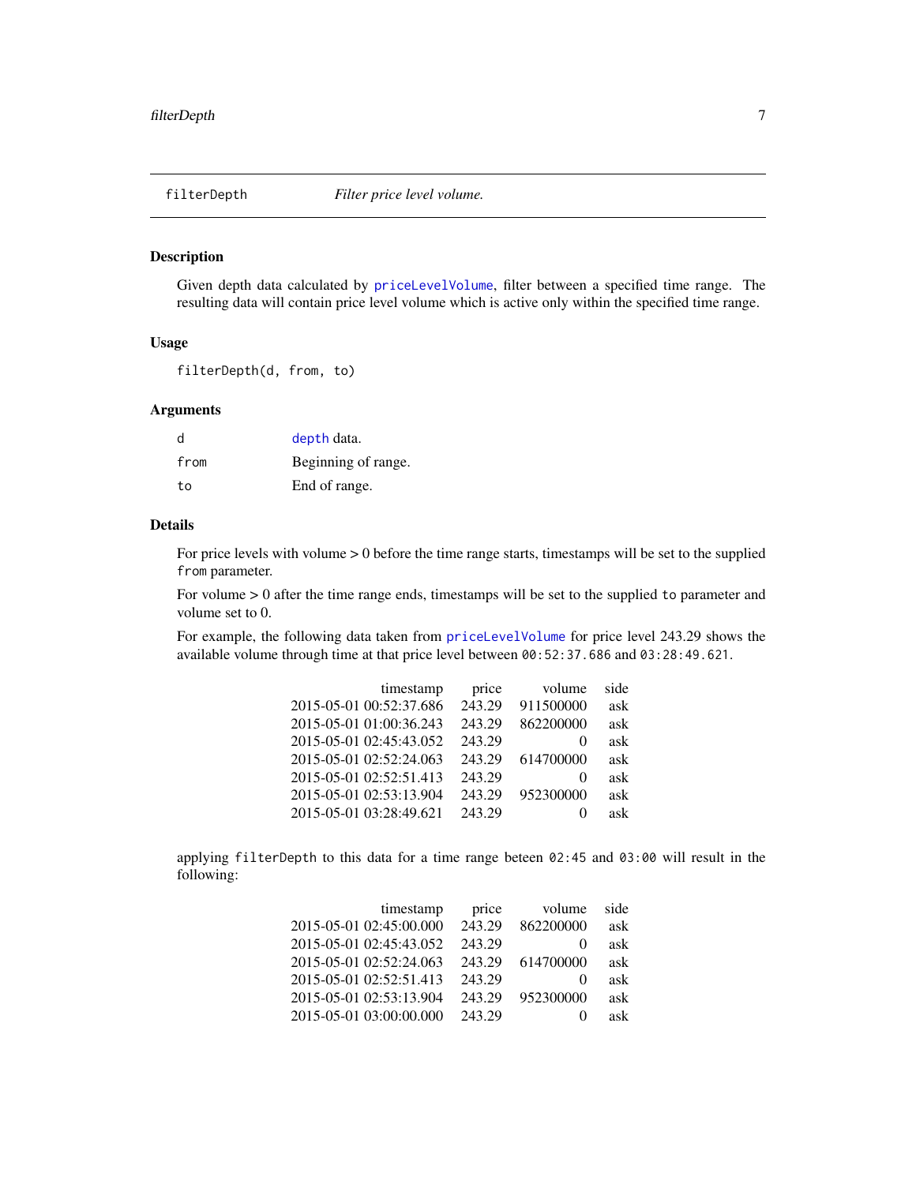## filterDepth *Filter price level volume.*

### Description

Given depth data calculated by `priceLevelVolume`, filter between a specified time range. The resulting data will contain price level volume which is active only within the specified time range.

### Usage

```
filterDepth(d, from, to)
```

### Arguments

| | |
|---|---|
| `d` | `depth` data. |
| `from` | Beginning of range. |
| `to` | End of range. |

### Details

For price levels with volume > 0 before the time range starts, timestamps will be set to the supplied `from` parameter.

For volume > 0 after the time range ends, timestamps will be set to the supplied `to` parameter and volume set to 0.

For example, the following data taken from `priceLevelVolume` for price level 243.29 shows the available volume through time at that price level between `00:52:37.686` and `03:28:49.621`.

| timestamp | price | volume | side |
|---|---|---|---|
| 2015-05-01 00:52:37.686 | 243.29 | 911500000 | ask |
| 2015-05-01 01:00:36.243 | 243.29 | 862200000 | ask |
| 2015-05-01 02:45:43.052 | 243.29 | 0 | ask |
| 2015-05-01 02:52:24.063 | 243.29 | 614700000 | ask |
| 2015-05-01 02:52:51.413 | 243.29 | 0 | ask |
| 2015-05-01 02:53:13.904 | 243.29 | 952300000 | ask |
| 2015-05-01 03:28:49.621 | 243.29 | 0 | ask |

applying `filterDepth` to this data for a time range beteen `02:45` and `03:00` will result in the following:

| timestamp | price | volume | side |
|---|---|---|---|
| 2015-05-01 02:45:00.000 | 243.29 | 862200000 | ask |
| 2015-05-01 02:45:43.052 | 243.29 | 0 | ask |
| 2015-05-01 02:52:24.063 | 243.29 | 614700000 | ask |
| 2015-05-01 02:52:51.413 | 243.29 | 0 | ask |
| 2015-05-01 02:53:13.904 | 243.29 | 952300000 | ask |
| 2015-05-01 03:00:00.000 | 243.29 | 0 | ask |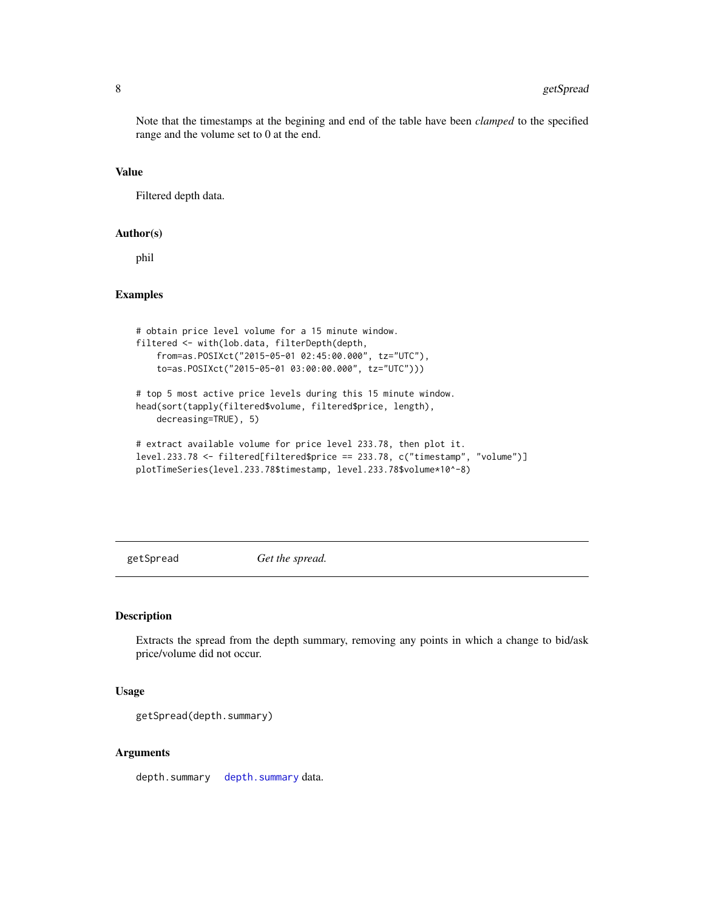Note that the timestamps at the begining and end of the table have been *clamped* to the specified range and the volume set to 0 at the end.

### Value

Filtered depth data.

### Author(s)

phil

### Examples

```
# obtain price level volume for a 15 minute window.
filtered <- with(lob.data, filterDepth(depth,
    from=as.POSIXct("2015-05-01 02:45:00.000", tz="UTC"),
    to=as.POSIXct("2015-05-01 03:00:00.000", tz="UTC")))

# top 5 most active price levels during this 15 minute window.
head(sort(tapply(filtered$volume, filtered$price, length),
    decreasing=TRUE), 5)

# extract available volume for price level 233.78, then plot it.
level.233.78 <- filtered[filtered$price == 233.78, c("timestamp", "volume")]
plotTimeSeries(level.233.78$timestamp, level.233.78$volume*10^-8)
```

---

## getSpread — *Get the spread.*

### Description

Extracts the spread from the depth summary, removing any points in which a change to bid/ask price/volume did not occur.

### Usage

```
getSpread(depth.summary)
```

### Arguments

| | |
|---|---|
| depth.summary | depth.summary data. |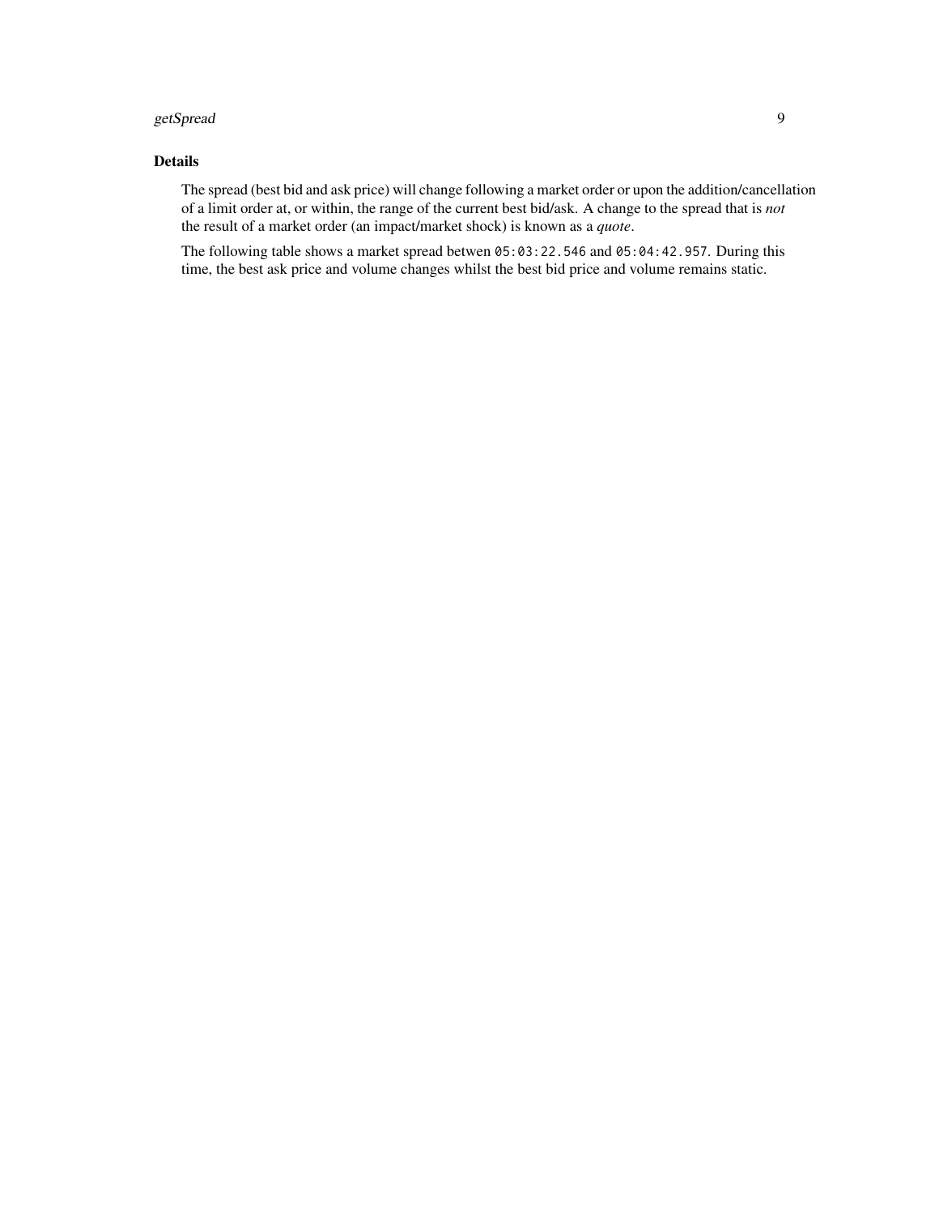## Details

The spread (best bid and ask price) will change following a market order or upon the addition/cancellation of a limit order at, or within, the range of the current best bid/ask. A change to the spread that is *not* the result of a market order (an impact/market shock) is known as a *quote*.

The following table shows a market spread betwen `05:03:22.546` and `05:04:42.957`. During this time, the best ask price and volume changes whilst the best bid price and volume remains static.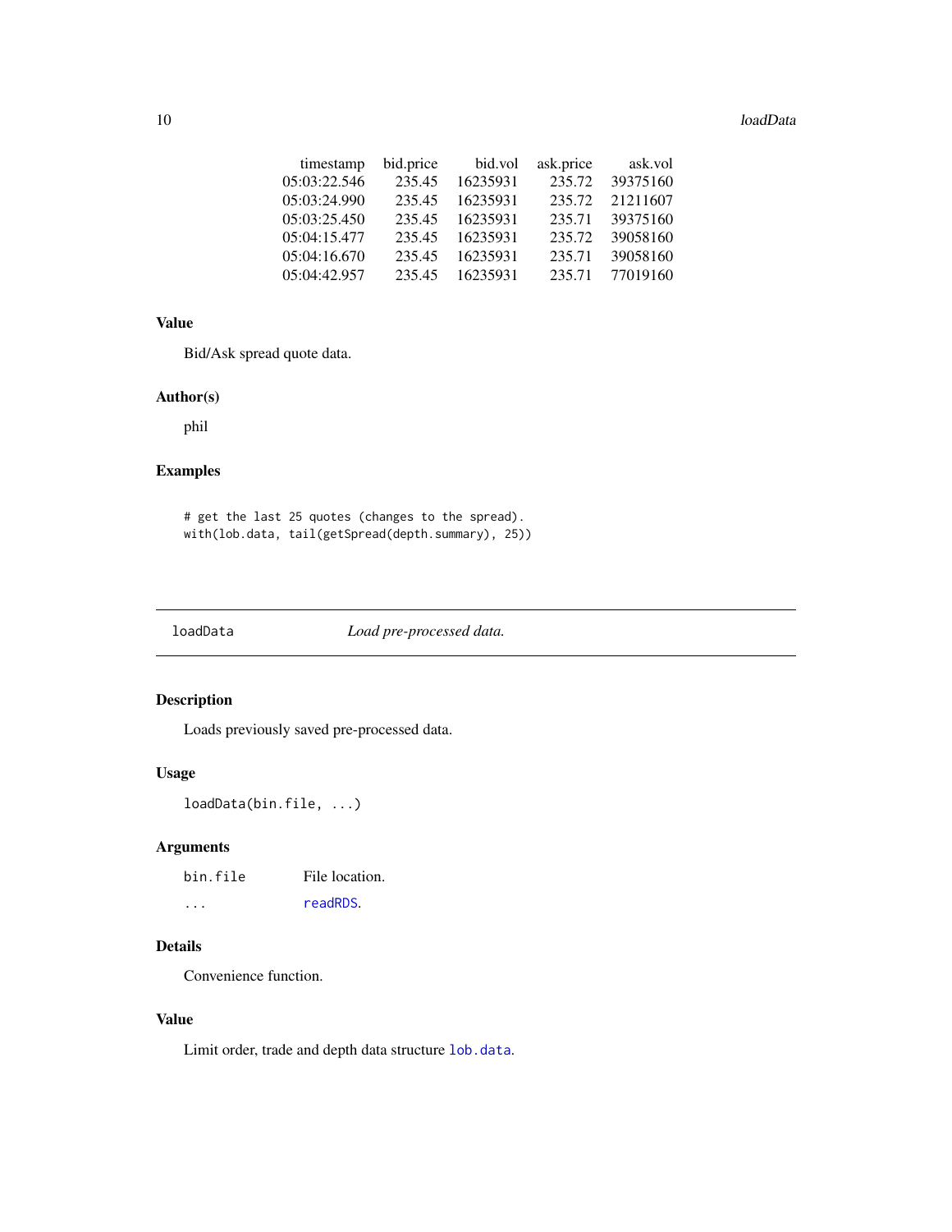| timestamp | bid.price | bid.vol | ask.price | ask.vol |
| --- | --- | --- | --- | --- |
| 05:03:22.546 | 235.45 | 16235931 | 235.72 | 39375160 |
| 05:03:24.990 | 235.45 | 16235931 | 235.72 | 21211607 |
| 05:03:25.450 | 235.45 | 16235931 | 235.71 | 39375160 |
| 05:04:15.477 | 235.45 | 16235931 | 235.72 | 39058160 |
| 05:04:16.670 | 235.45 | 16235931 | 235.71 | 39058160 |
| 05:04:42.957 | 235.45 | 16235931 | 235.71 | 77019160 |

### Value

Bid/Ask spread quote data.

### Author(s)

phil

### Examples

```
# get the last 25 quotes (changes to the spread).
with(lob.data, tail(getSpread(depth.summary), 25))
```

---

## loadData    *Load pre-processed data.*

---

### Description

Loads previously saved pre-processed data.

### Usage

```
loadData(bin.file, ...)
```

### Arguments

| | |
| --- | --- |
| `bin.file` | File location. |
| `...` | `readRDS`. |

### Details

Convenience function.

### Value

Limit order, trade and depth data structure `lob.data`.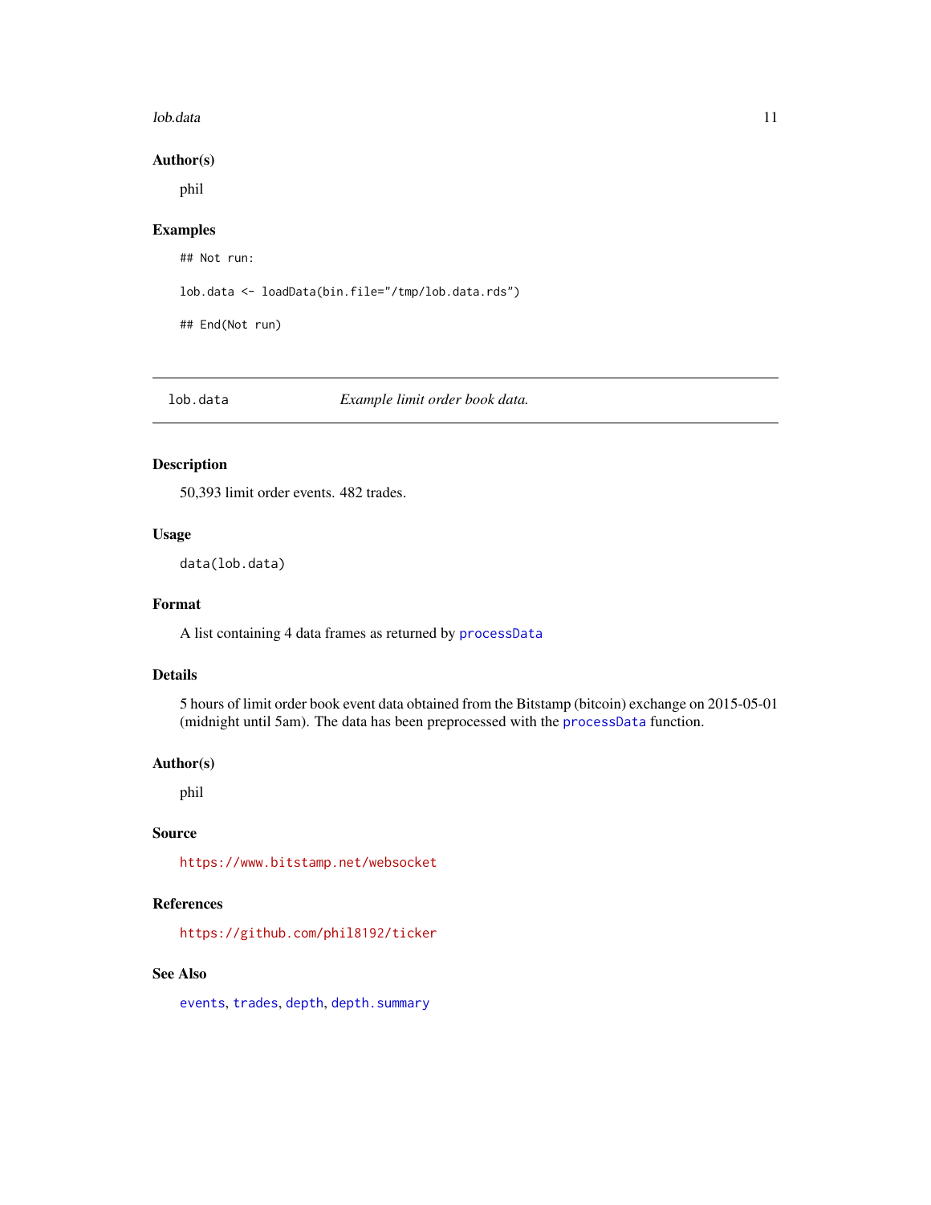### Author(s)

phil

### Examples

```
## Not run:

lob.data <- loadData(bin.file="/tmp/lob.data.rds")

## End(Not run)
```

---

## lob.data — *Example limit order book data.*

---

### Description

50,393 limit order events. 482 trades.

### Usage

```
data(lob.data)
```

### Format

A list containing 4 data frames as returned by `processData`

### Details

5 hours of limit order book event data obtained from the Bitstamp (bitcoin) exchange on 2015-05-01 (midnight until 5am). The data has been preprocessed with the `processData` function.

### Author(s)

phil

### Source

https://www.bitstamp.net/websocket

### References

https://github.com/phil8192/ticker

### See Also

`events`, `trades`, `depth`, `depth.summary`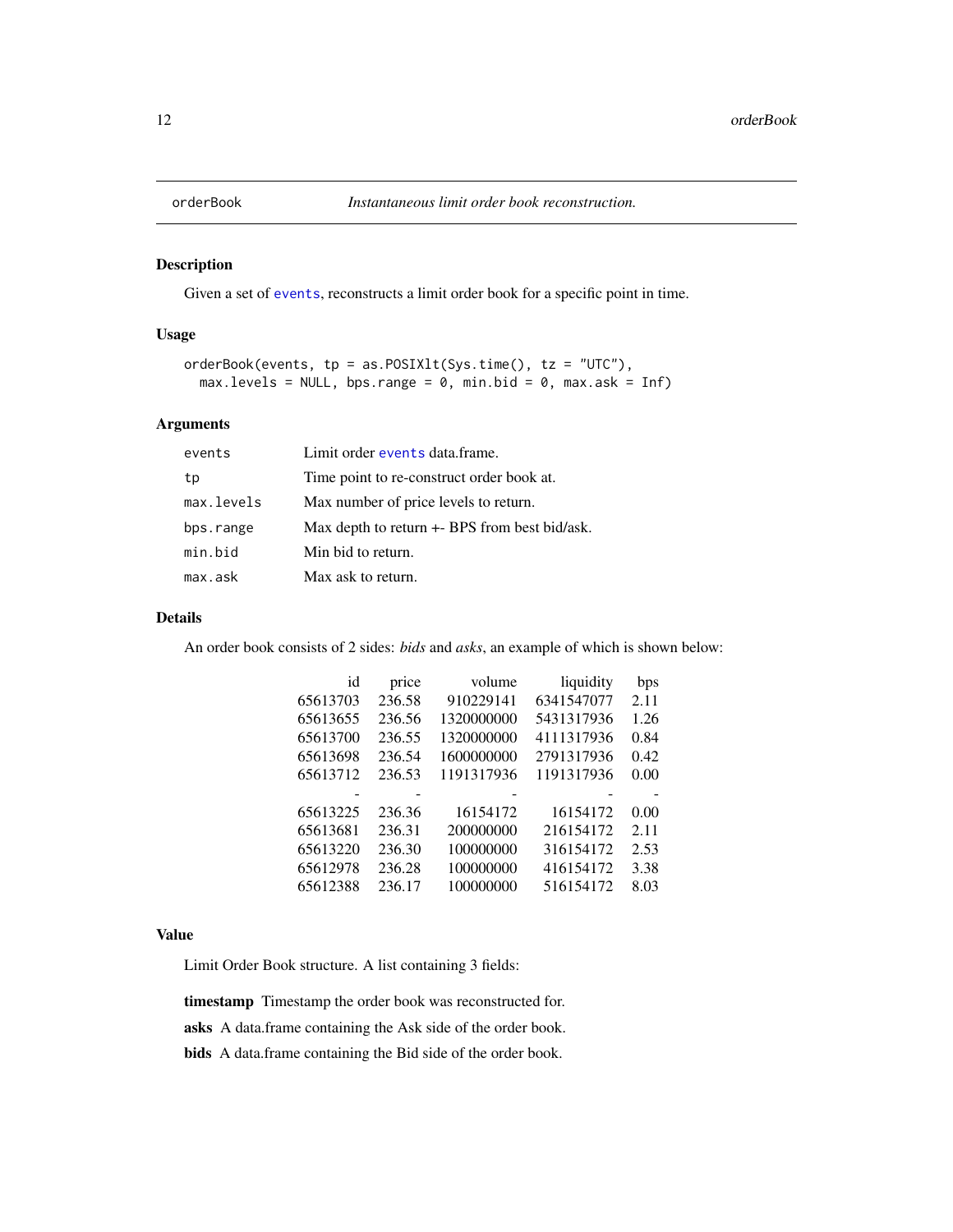# orderBook — *Instantaneous limit order book reconstruction.*

## Description

Given a set of events, reconstructs a limit order book for a specific point in time.

## Usage

```
orderBook(events, tp = as.POSIXlt(Sys.time(), tz = "UTC"),
  max.levels = NULL, bps.range = 0, min.bid = 0, max.ask = Inf)
```

## Arguments

| | |
|---|---|
| `events` | Limit order `events` data.frame. |
| `tp` | Time point to re-construct order book at. |
| `max.levels` | Max number of price levels to return. |
| `bps.range` | Max depth to return +- BPS from best bid/ask. |
| `min.bid` | Min bid to return. |
| `max.ask` | Max ask to return. |

## Details

An order book consists of 2 sides: *bids* and *asks*, an example of which is shown below:

| id | price | volume | liquidity | bps |
|---:|---:|---:|---:|---:|
| 65613703 | 236.58 | 910229141 | 6341547077 | 2.11 |
| 65613655 | 236.56 | 1320000000 | 5431317936 | 1.26 |
| 65613700 | 236.55 | 1320000000 | 4111317936 | 0.84 |
| 65613698 | 236.54 | 1600000000 | 2791317936 | 0.42 |
| 65613712 | 236.53 | 1191317936 | 1191317936 | 0.00 |
| - | - | - | - | - |
| 65613225 | 236.36 | 16154172 | 16154172 | 0.00 |
| 65613681 | 236.31 | 200000000 | 216154172 | 2.11 |
| 65613220 | 236.30 | 100000000 | 316154172 | 2.53 |
| 65612978 | 236.28 | 100000000 | 416154172 | 3.38 |
| 65612388 | 236.17 | 100000000 | 516154172 | 8.03 |

## Value

Limit Order Book structure. A list containing 3 fields:

**timestamp** Timestamp the order book was reconstructed for.

**asks** A data.frame containing the Ask side of the order book.

**bids** A data.frame containing the Bid side of the order book.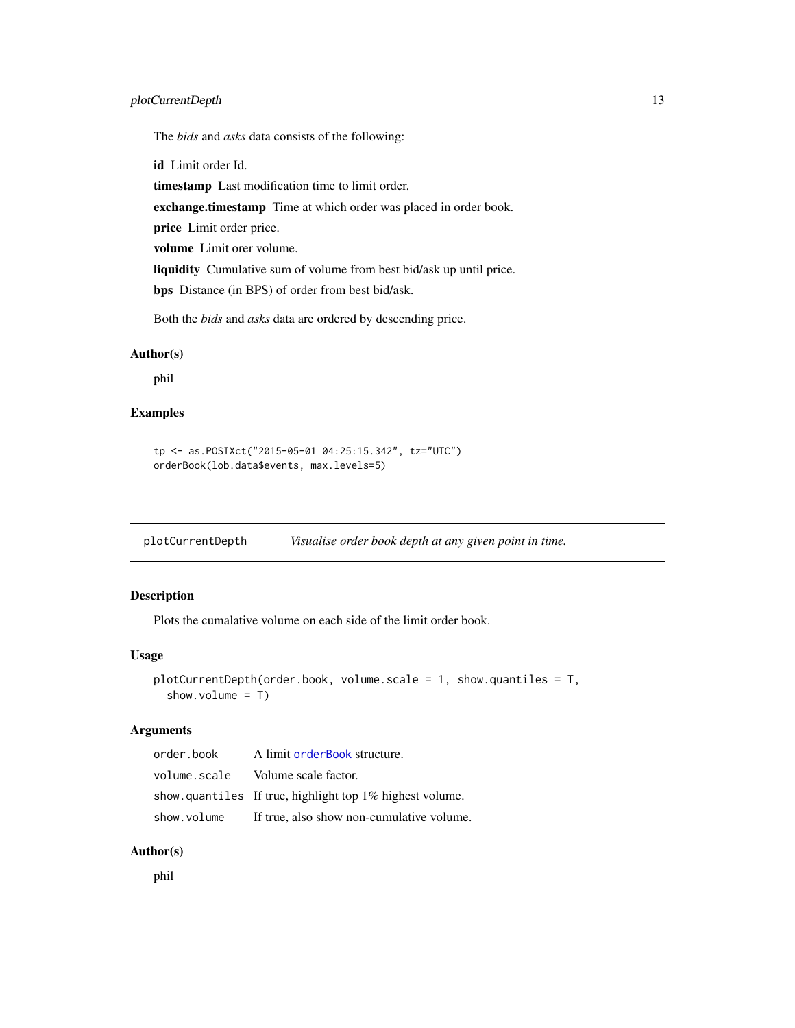The *bids* and *asks* data consists of the following:

**id** Limit order Id.

**timestamp** Last modification time to limit order.

**exchange.timestamp** Time at which order was placed in order book.

**price** Limit order price.

**volume** Limit orer volume.

**liquidity** Cumulative sum of volume from best bid/ask up until price.

**bps** Distance (in BPS) of order from best bid/ask.

Both the *bids* and *asks* data are ordered by descending price.

### Author(s)

phil

### Examples

```
tp <- as.POSIXct("2015-05-01 04:25:15.342", tz="UTC")
orderBook(lob.data$events, max.levels=5)
```

---

## plotCurrentDepth *Visualise order book depth at any given point in time.*

---

### Description

Plots the cumalative volume on each side of the limit order book.

### Usage

```
plotCurrentDepth(order.book, volume.scale = 1, show.quantiles = T,
  show.volume = T)
```

### Arguments

| | |
|---|---|
| `order.book` | A limit `orderBook` structure. |
| `volume.scale` | Volume scale factor. |
| `show.quantiles` | If true, highlight top 1% highest volume. |
| `show.volume` | If true, also show non-cumulative volume. |

### Author(s)

phil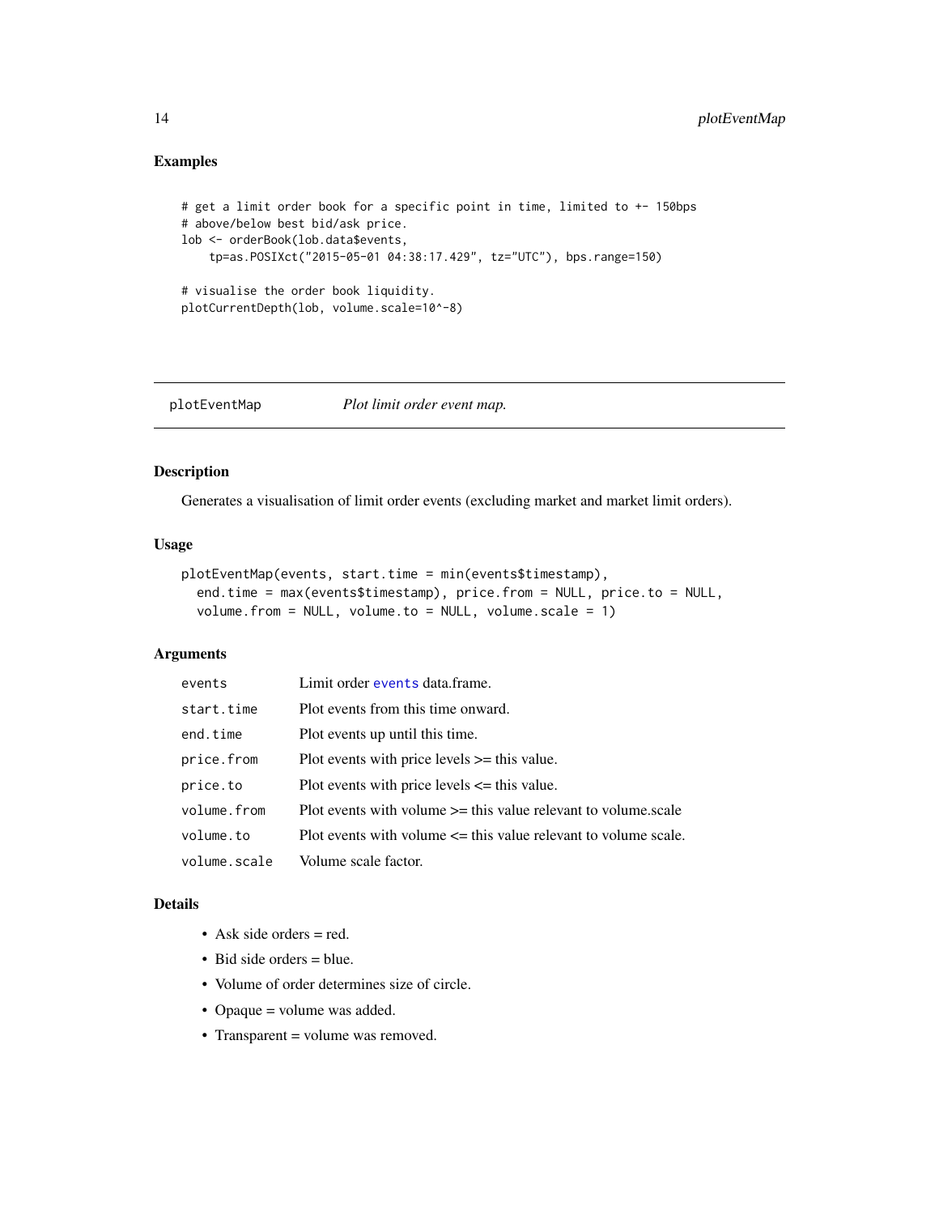## Examples

```
# get a limit order book for a specific point in time, limited to +- 150bps
# above/below best bid/ask price.
lob <- orderBook(lob.data$events,
    tp=as.POSIXct("2015-05-01 04:38:17.429", tz="UTC"), bps.range=150)

# visualise the order book liquidity.
plotCurrentDepth(lob, volume.scale=10^-8)
```

---

# plotEventMap — *Plot limit order event map.*

## Description

Generates a visualisation of limit order events (excluding market and market limit orders).

## Usage

```
plotEventMap(events, start.time = min(events$timestamp),
  end.time = max(events$timestamp), price.from = NULL, price.to = NULL,
  volume.from = NULL, volume.to = NULL, volume.scale = 1)
```

## Arguments

| | |
|---|---|
| `events` | Limit order `events` data.frame. |
| `start.time` | Plot events from this time onward. |
| `end.time` | Plot events up until this time. |
| `price.from` | Plot events with price levels >= this value. |
| `price.to` | Plot events with price levels <= this value. |
| `volume.from` | Plot events with volume >= this value relevant to volume.scale |
| `volume.to` | Plot events with volume <= this value relevant to volume scale. |
| `volume.scale` | Volume scale factor. |

## Details

- Ask side orders = red.
- Bid side orders = blue.
- Volume of order determines size of circle.
- Opaque = volume was added.
- Transparent = volume was removed.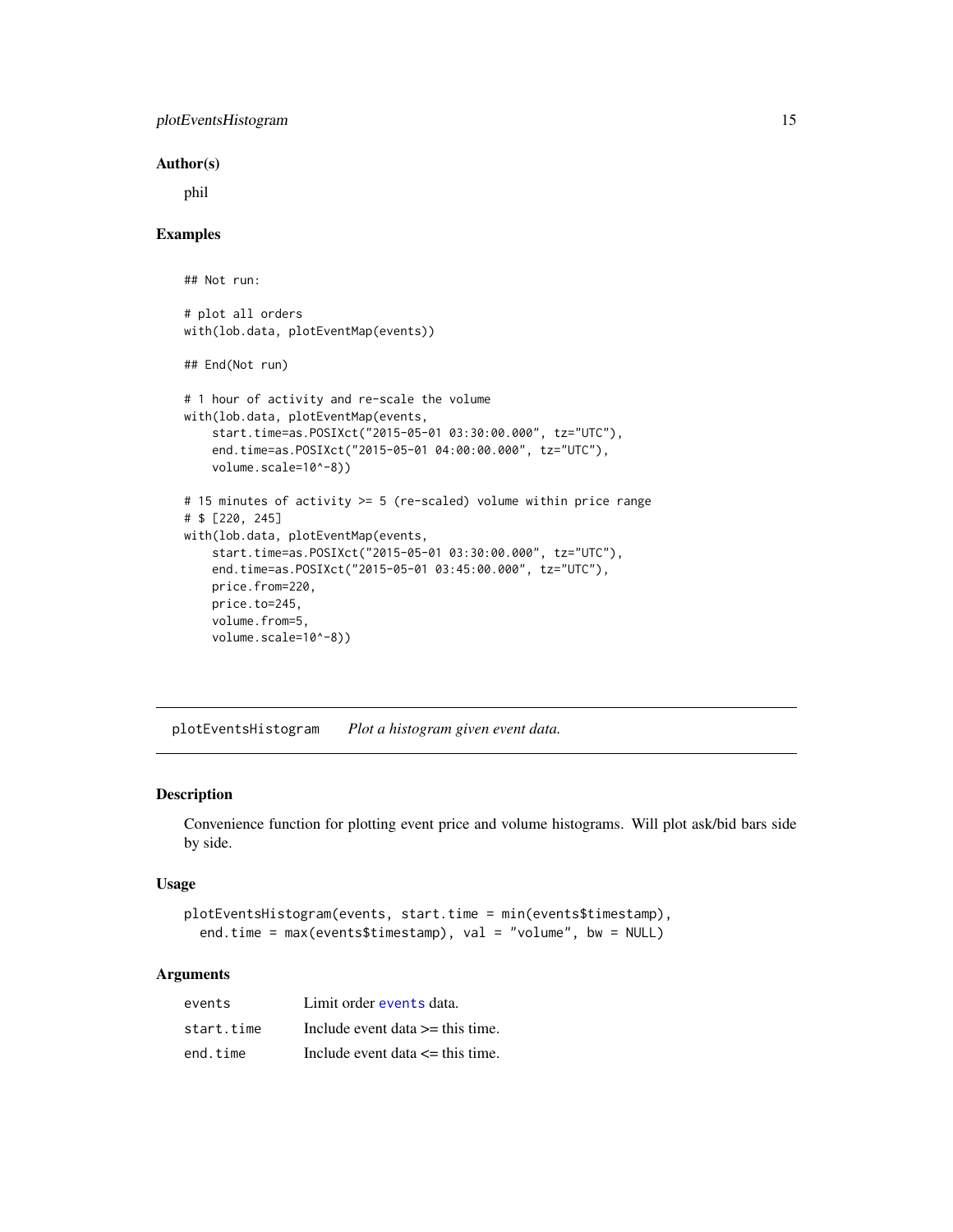## Author(s)

phil

## Examples

```
## Not run:

# plot all orders
with(lob.data, plotEventMap(events))

## End(Not run)

# 1 hour of activity and re-scale the volume
with(lob.data, plotEventMap(events,
    start.time=as.POSIXct("2015-05-01 03:30:00.000", tz="UTC"),
    end.time=as.POSIXct("2015-05-01 04:00:00.000", tz="UTC"),
    volume.scale=10^-8))

# 15 minutes of activity >= 5 (re-scaled) volume within price range
# $ [220, 245]
with(lob.data, plotEventMap(events,
    start.time=as.POSIXct("2015-05-01 03:30:00.000", tz="UTC"),
    end.time=as.POSIXct("2015-05-01 03:45:00.000", tz="UTC"),
    price.from=220,
    price.to=245,
    volume.from=5,
    volume.scale=10^-8))
```

---

# plotEventsHistogram *Plot a histogram given event data.*

---

## Description

Convenience function for plotting event price and volume histograms. Will plot ask/bid bars side by side.

## Usage

```
plotEventsHistogram(events, start.time = min(events$timestamp),
  end.time = max(events$timestamp), val = "volume", bw = NULL)
```

## Arguments

| | |
|---|---|
| events | Limit order events data. |
| start.time | Include event data >= this time. |
| end.time | Include event data <= this time. |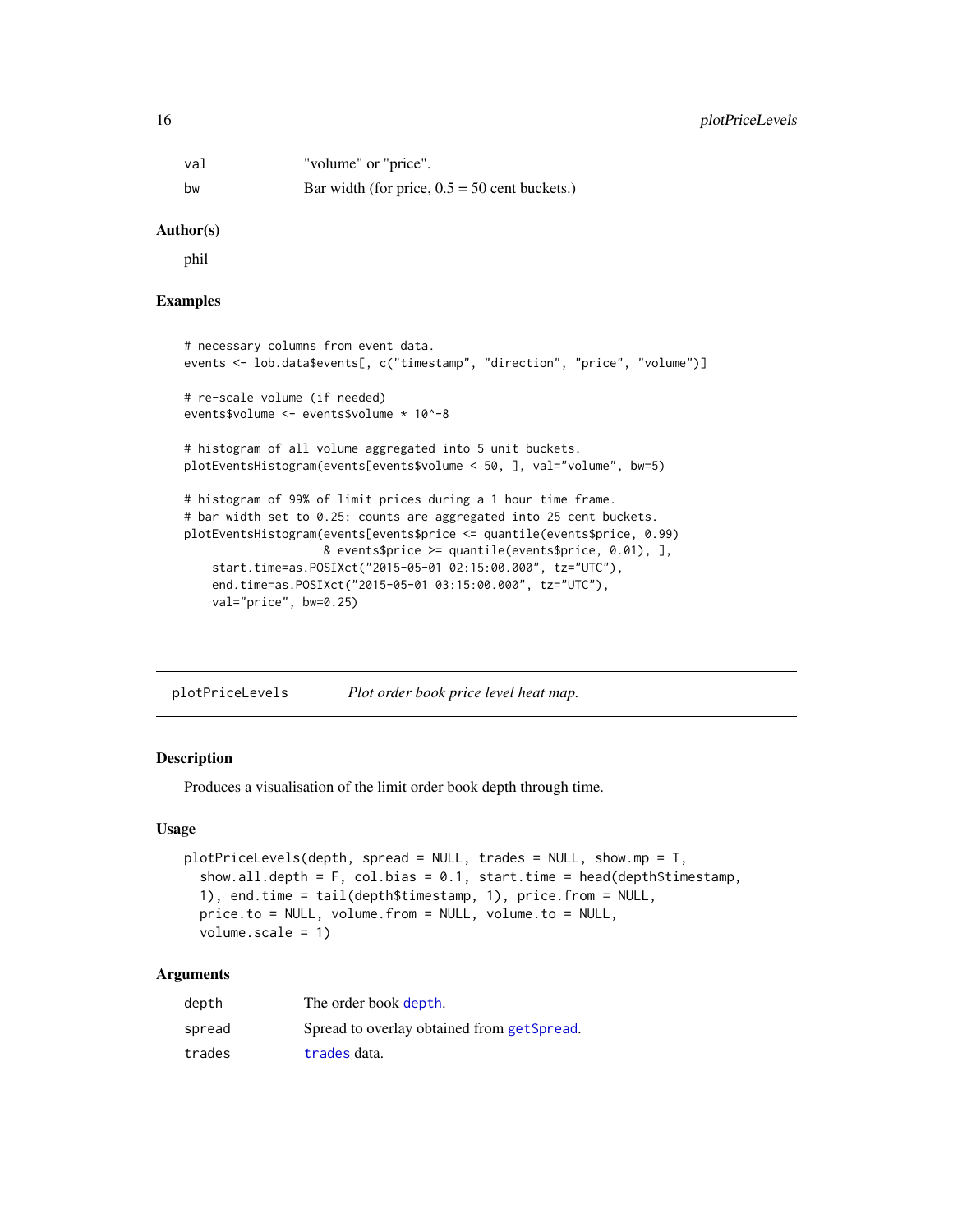| | |
|---|---|
| val | "volume" or "price". |
| bw | Bar width (for price, 0.5 = 50 cent buckets.) |

### Author(s)

phil

### Examples

```
# necessary columns from event data.
events <- lob.data$events[, c("timestamp", "direction", "price", "volume")]

# re-scale volume (if needed)
events$volume <- events$volume * 10^-8

# histogram of all volume aggregated into 5 unit buckets.
plotEventsHistogram(events[events$volume < 50, ], val="volume", bw=5)

# histogram of 99% of limit prices during a 1 hour time frame.
# bar width set to 0.25: counts are aggregated into 25 cent buckets.
plotEventsHistogram(events[events$price <= quantile(events$price, 0.99)
                    & events$price >= quantile(events$price, 0.01), ],
    start.time=as.POSIXct("2015-05-01 02:15:00.000", tz="UTC"),
    end.time=as.POSIXct("2015-05-01 03:15:00.000", tz="UTC"),
    val="price", bw=0.25)
```

---

## plotPriceLevels — *Plot order book price level heat map.*

### Description

Produces a visualisation of the limit order book depth through time.

### Usage

```
plotPriceLevels(depth, spread = NULL, trades = NULL, show.mp = T,
  show.all.depth = F, col.bias = 0.1, start.time = head(depth$timestamp,
  1), end.time = tail(depth$timestamp, 1), price.from = NULL,
  price.to = NULL, volume.from = NULL, volume.to = NULL,
  volume.scale = 1)
```

### Arguments

| | |
|---|---|
| depth | The order book depth. |
| spread | Spread to overlay obtained from getSpread. |
| trades | trades data. |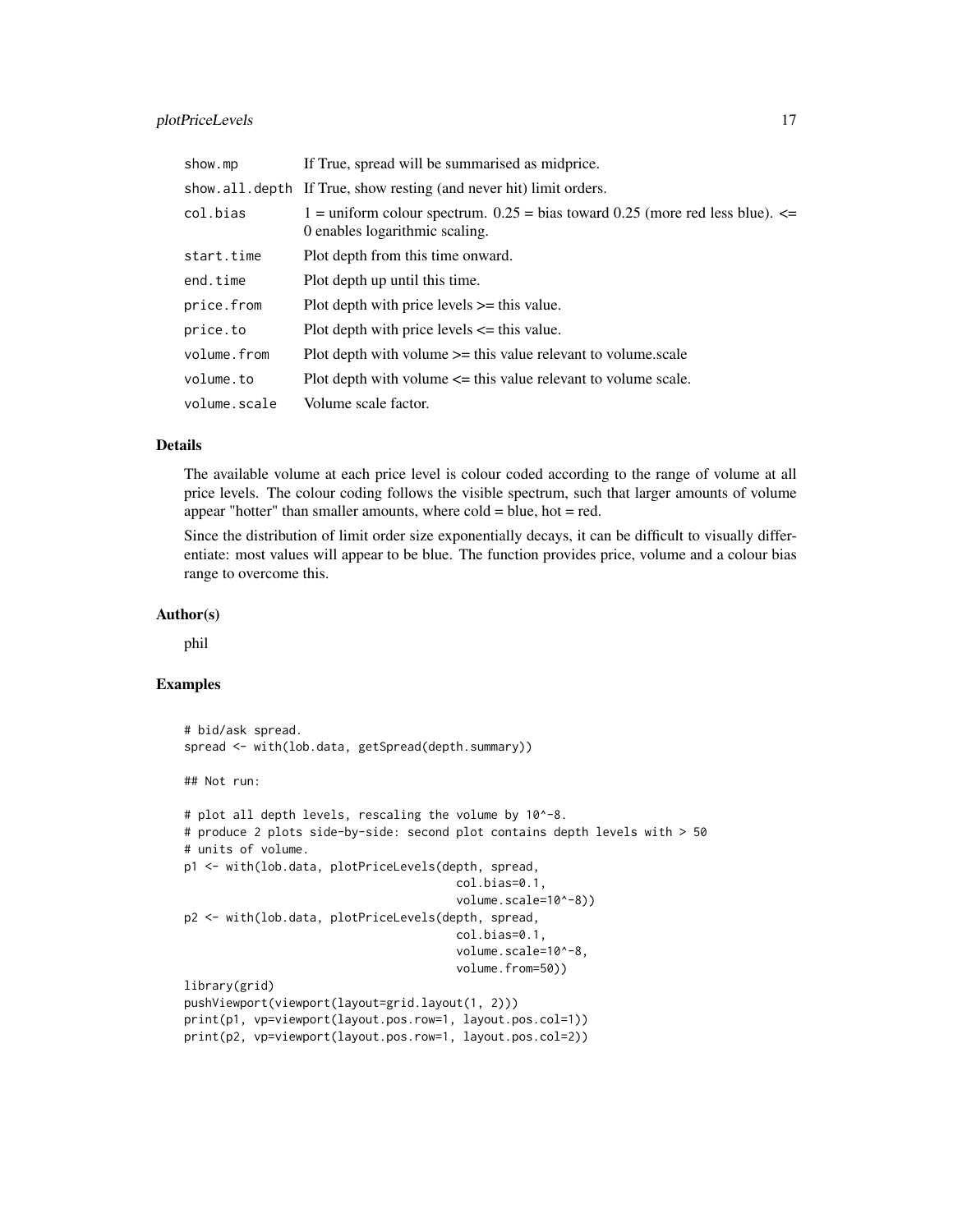| | |
|---|---|
| show.mp | If True, spread will be summarised as midprice. |
| show.all.depth | If True, show resting (and never hit) limit orders. |
| col.bias | 1 = uniform colour spectrum. 0.25 = bias toward 0.25 (more red less blue). <= 0 enables logarithmic scaling. |
| start.time | Plot depth from this time onward. |
| end.time | Plot depth up until this time. |
| price.from | Plot depth with price levels >= this value. |
| price.to | Plot depth with price levels <= this value. |
| volume.from | Plot depth with volume >= this value relevant to volume.scale |
| volume.to | Plot depth with volume <= this value relevant to volume scale. |
| volume.scale | Volume scale factor. |

## Details

The available volume at each price level is colour coded according to the range of volume at all price levels. The colour coding follows the visible spectrum, such that larger amounts of volume appear "hotter" than smaller amounts, where cold = blue, hot = red.

Since the distribution of limit order size exponentially decays, it can be difficult to visually differentiate: most values will appear to be blue. The function provides price, volume and a colour bias range to overcome this.

## Author(s)

phil

## Examples

```
# bid/ask spread.
spread <- with(lob.data, getSpread(depth.summary))

## Not run:

# plot all depth levels, rescaling the volume by 10^-8.
# produce 2 plots side-by-side: second plot contains depth levels with > 50
# units of volume.
p1 <- with(lob.data, plotPriceLevels(depth, spread,
                                      col.bias=0.1,
                                      volume.scale=10^-8))
p2 <- with(lob.data, plotPriceLevels(depth, spread,
                                      col.bias=0.1,
                                      volume.scale=10^-8,
                                      volume.from=50))
library(grid)
pushViewport(viewport(layout=grid.layout(1, 2)))
print(p1, vp=viewport(layout.pos.row=1, layout.pos.col=1))
print(p2, vp=viewport(layout.pos.row=1, layout.pos.col=2))
```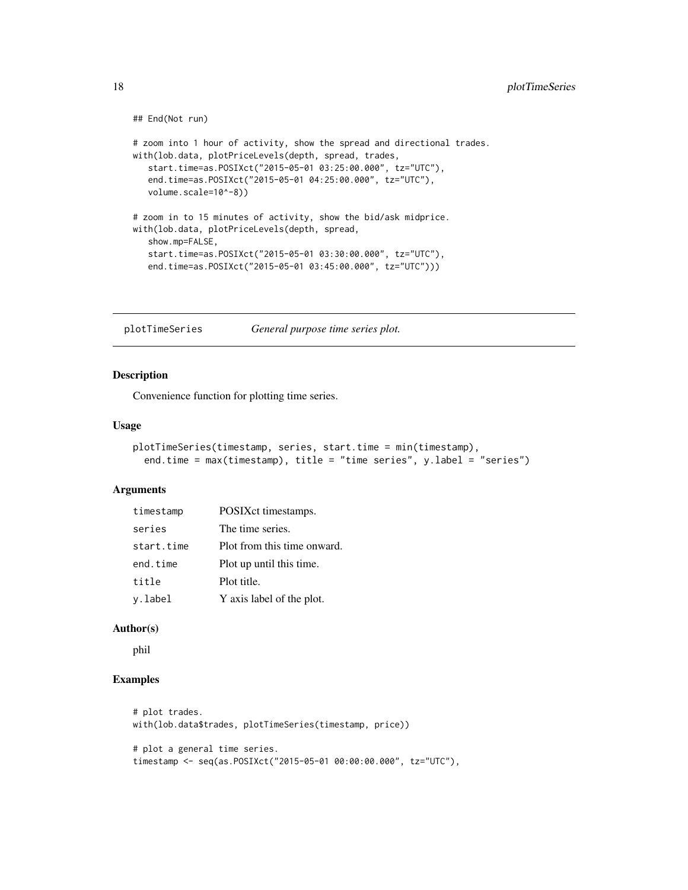```
## End(Not run)

# zoom into 1 hour of activity, show the spread and directional trades.
with(lob.data, plotPriceLevels(depth, spread, trades,
   start.time=as.POSIXct("2015-05-01 03:25:00.000", tz="UTC"),
   end.time=as.POSIXct("2015-05-01 04:25:00.000", tz="UTC"),
   volume.scale=10^-8))

# zoom in to 15 minutes of activity, show the bid/ask midprice.
with(lob.data, plotPriceLevels(depth, spread,
   show.mp=FALSE,
   start.time=as.POSIXct("2015-05-01 03:30:00.000", tz="UTC"),
   end.time=as.POSIXct("2015-05-01 03:45:00.000", tz="UTC")))
```

## plotTimeSeries — *General purpose time series plot.*

### Description

Convenience function for plotting time series.

### Usage

```
plotTimeSeries(timestamp, series, start.time = min(timestamp),
  end.time = max(timestamp), title = "time series", y.label = "series")
```

### Arguments

| | |
|---|---|
| timestamp | POSIXct timestamps. |
| series | The time series. |
| start.time | Plot from this time onward. |
| end.time | Plot up until this time. |
| title | Plot title. |
| y.label | Y axis label of the plot. |

### Author(s)

phil

### Examples

```
# plot trades.
with(lob.data$trades, plotTimeSeries(timestamp, price))

# plot a general time series.
timestamp <- seq(as.POSIXct("2015-05-01 00:00:00.000", tz="UTC"),
```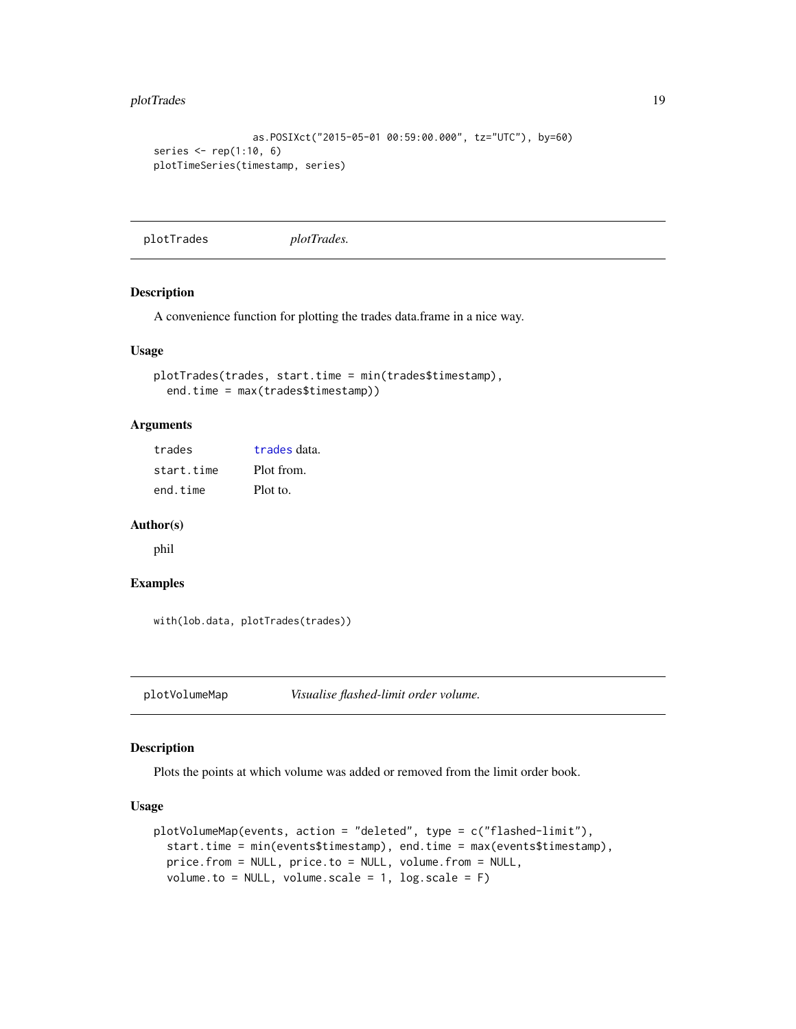```
                  as.POSIXct("2015-05-01 00:59:00.000", tz="UTC"), by=60)
series <- rep(1:10, 6)
plotTimeSeries(timestamp, series)
```

## plotTrades — *plotTrades.*

### Description

A convenience function for plotting the trades data.frame in a nice way.

### Usage

```
plotTrades(trades, start.time = min(trades$timestamp),
  end.time = max(trades$timestamp))
```

### Arguments

| | |
|---|---|
| `trades` | `trades` data. |
| `start.time` | Plot from. |
| `end.time` | Plot to. |

### Author(s)

phil

### Examples

```
with(lob.data, plotTrades(trades))
```

## plotVolumeMap — *Visualise flashed-limit order volume.*

### Description

Plots the points at which volume was added or removed from the limit order book.

### Usage

```
plotVolumeMap(events, action = "deleted", type = c("flashed-limit"),
  start.time = min(events$timestamp), end.time = max(events$timestamp),
  price.from = NULL, price.to = NULL, volume.from = NULL,
  volume.to = NULL, volume.scale = 1, log.scale = F)
```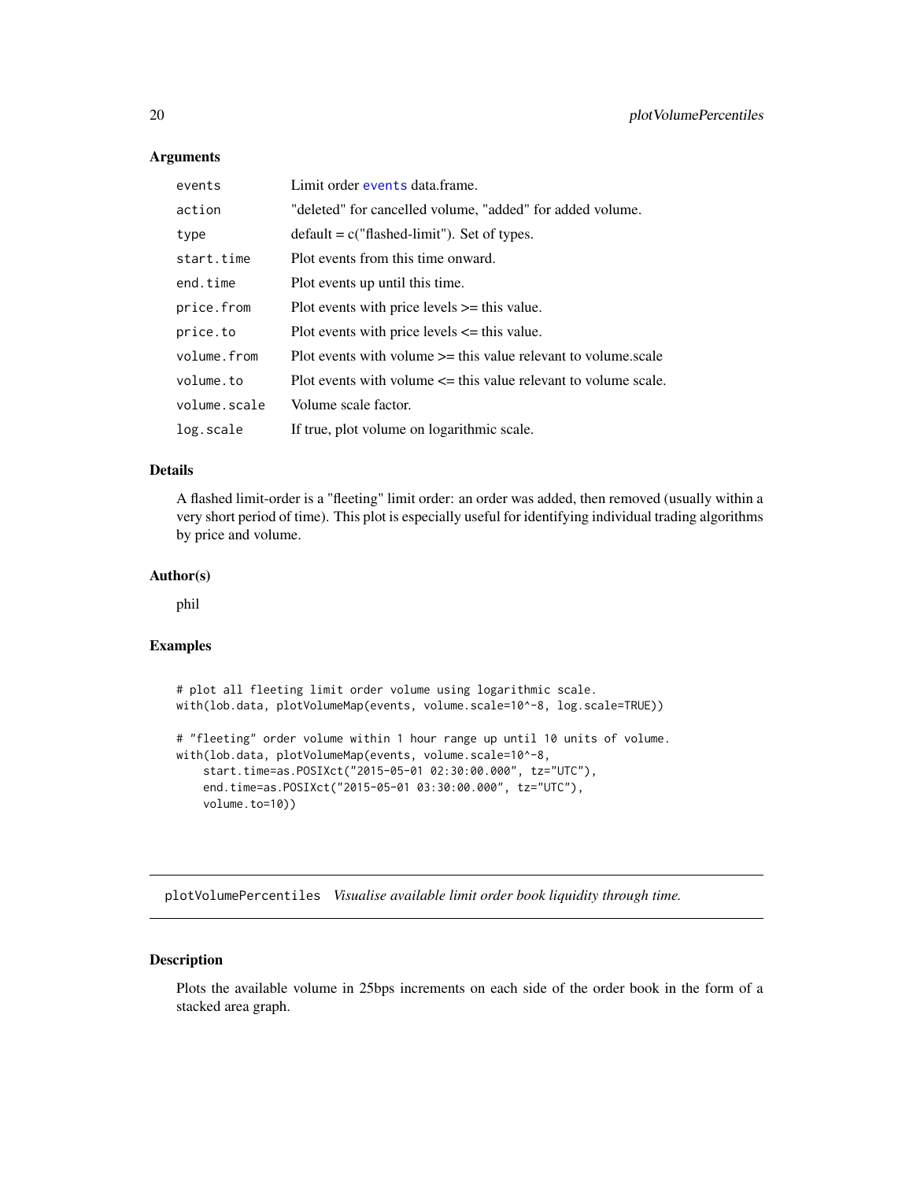### Arguments

| | |
|---|---|
| `events` | Limit order `events` data.frame. |
| `action` | "deleted" for cancelled volume, "added" for added volume. |
| `type` | default = c("flashed-limit"). Set of types. |
| `start.time` | Plot events from this time onward. |
| `end.time` | Plot events up until this time. |
| `price.from` | Plot events with price levels >= this value. |
| `price.to` | Plot events with price levels <= this value. |
| `volume.from` | Plot events with volume >= this value relevant to volume.scale |
| `volume.to` | Plot events with volume <= this value relevant to volume scale. |
| `volume.scale` | Volume scale factor. |
| `log.scale` | If true, plot volume on logarithmic scale. |

### Details

A flashed limit-order is a "fleeting" limit order: an order was added, then removed (usually within a very short period of time). This plot is especially useful for identifying individual trading algorithms by price and volume.

### Author(s)

phil

### Examples

```
# plot all fleeting limit order volume using logarithmic scale.
with(lob.data, plotVolumeMap(events, volume.scale=10^-8, log.scale=TRUE))

# "fleeting" order volume within 1 hour range up until 10 units of volume.
with(lob.data, plotVolumeMap(events, volume.scale=10^-8,
    start.time=as.POSIXct("2015-05-01 02:30:00.000", tz="UTC"),
    end.time=as.POSIXct("2015-05-01 03:30:00.000", tz="UTC"),
    volume.to=10))
```

---

## plotVolumePercentiles *Visualise available limit order book liquidity through time.*

### Description

Plots the available volume in 25bps increments on each side of the order book in the form of a stacked area graph.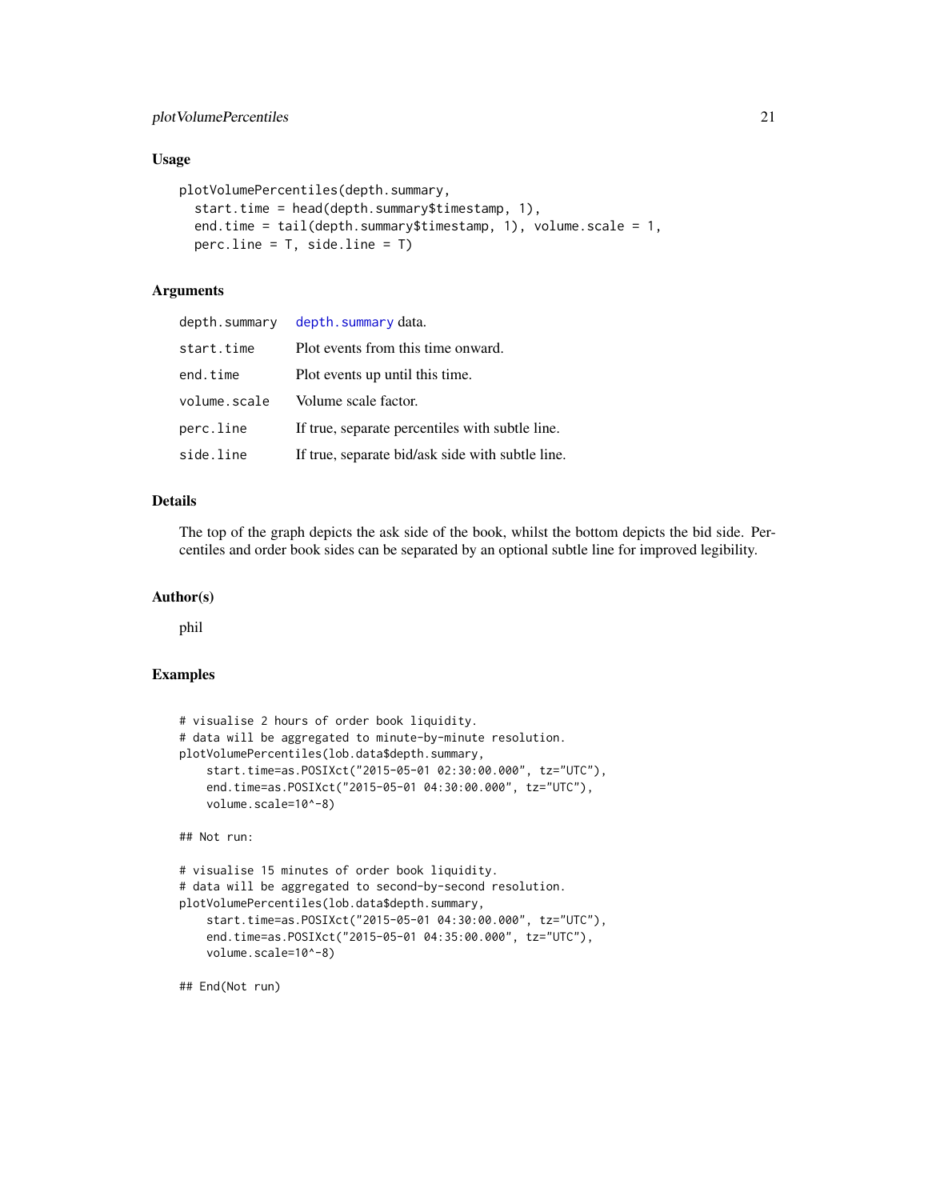## Usage

```
plotVolumePercentiles(depth.summary,
  start.time = head(depth.summary$timestamp, 1),
  end.time = tail(depth.summary$timestamp, 1), volume.scale = 1,
  perc.line = T, side.line = T)
```

## Arguments

| | |
|---|---|
| depth.summary | depth.summary data. |
| start.time | Plot events from this time onward. |
| end.time | Plot events up until this time. |
| volume.scale | Volume scale factor. |
| perc.line | If true, separate percentiles with subtle line. |
| side.line | If true, separate bid/ask side with subtle line. |

## Details

The top of the graph depicts the ask side of the book, whilst the bottom depicts the bid side. Percentiles and order book sides can be separated by an optional subtle line for improved legibility.

## Author(s)

phil

## Examples

```
# visualise 2 hours of order book liquidity.
# data will be aggregated to minute-by-minute resolution.
plotVolumePercentiles(lob.data$depth.summary,
    start.time=as.POSIXct("2015-05-01 02:30:00.000", tz="UTC"),
    end.time=as.POSIXct("2015-05-01 04:30:00.000", tz="UTC"),
    volume.scale=10^-8)

## Not run:

# visualise 15 minutes of order book liquidity.
# data will be aggregated to second-by-second resolution.
plotVolumePercentiles(lob.data$depth.summary,
    start.time=as.POSIXct("2015-05-01 04:30:00.000", tz="UTC"),
    end.time=as.POSIXct("2015-05-01 04:35:00.000", tz="UTC"),
    volume.scale=10^-8)

## End(Not run)
```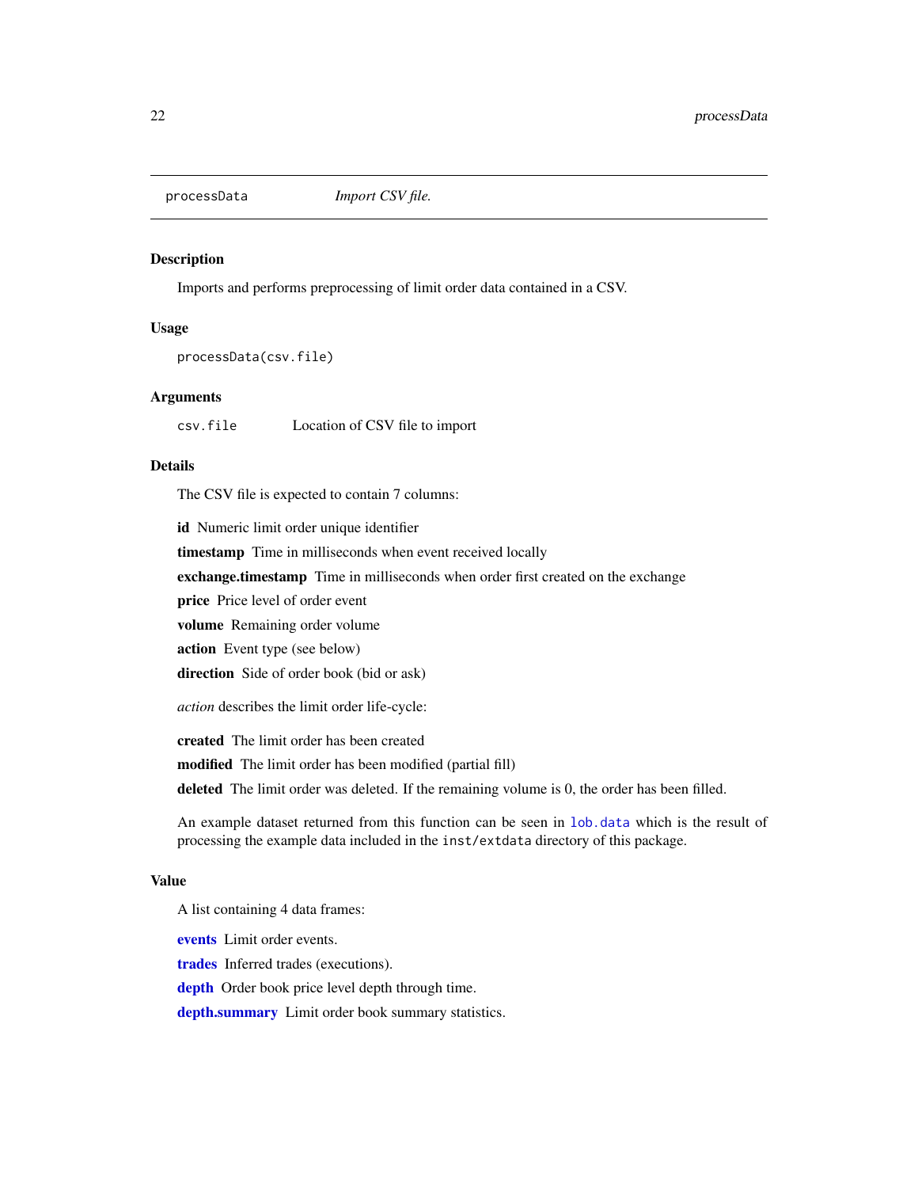## processData — *Import CSV file.*

### Description

Imports and performs preprocessing of limit order data contained in a CSV.

### Usage

```
processData(csv.file)
```

### Arguments

`csv.file` Location of CSV file to import

### Details

The CSV file is expected to contain 7 columns:

**id** Numeric limit order unique identifier

**timestamp** Time in milliseconds when event received locally

**exchange.timestamp** Time in milliseconds when order first created on the exchange

**price** Price level of order event

**volume** Remaining order volume

**action** Event type (see below)

**direction** Side of order book (bid or ask)

*action* describes the limit order life-cycle:

**created** The limit order has been created

**modified** The limit order has been modified (partial fill)

**deleted** The limit order was deleted. If the remaining volume is 0, the order has been filled.

An example dataset returned from this function can be seen in `lob.data` which is the result of processing the example data included in the `inst/extdata` directory of this package.

### Value

A list containing 4 data frames:

**events** Limit order events.

**trades** Inferred trades (executions).

**depth** Order book price level depth through time.

**depth.summary** Limit order book summary statistics.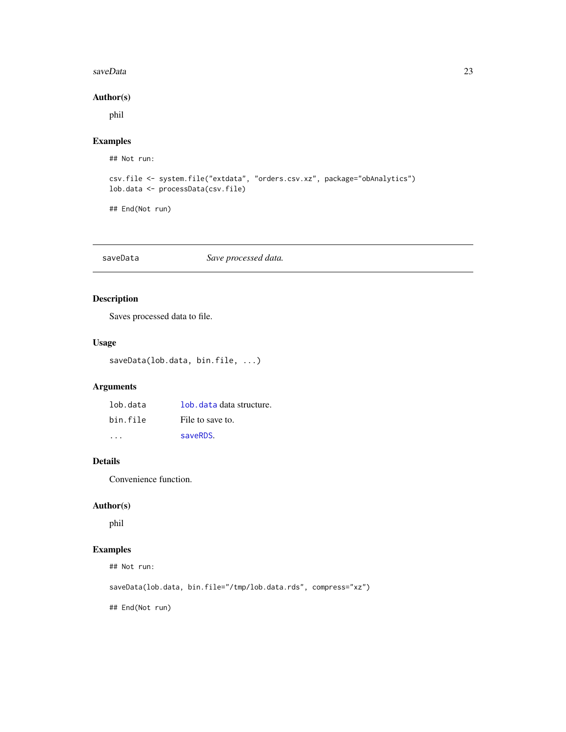### Author(s)

phil

### Examples

```
## Not run:

csv.file <- system.file("extdata", "orders.csv.xz", package="obAnalytics")
lob.data <- processData(csv.file)

## End(Not run)
```

---

## saveData *Save processed data.*

---

### Description

Saves processed data to file.

### Usage

```
saveData(lob.data, bin.file, ...)
```

### Arguments

| | |
|---|---|
| lob.data | lob.data data structure. |
| bin.file | File to save to. |
| ... | saveRDS. |

### Details

Convenience function.

### Author(s)

phil

### Examples

```
## Not run:

saveData(lob.data, bin.file="/tmp/lob.data.rds", compress="xz")

## End(Not run)
```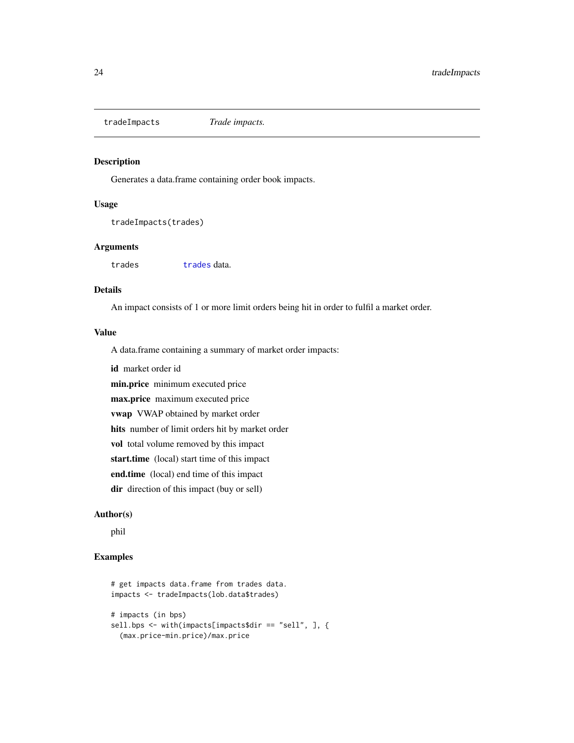## tradeImpacts *Trade impacts.*

### Description

Generates a data.frame containing order book impacts.

### Usage

```
tradeImpacts(trades)
```

### Arguments

| | |
|---|---|
| trades | trades data. |

### Details

An impact consists of 1 or more limit orders being hit in order to fulfil a market order.

### Value

A data.frame containing a summary of market order impacts:

**id** market order id

**min.price** minimum executed price

**max.price** maximum executed price

**vwap** VWAP obtained by market order

**hits** number of limit orders hit by market order

**vol** total volume removed by this impact

**start.time** (local) start time of this impact

**end.time** (local) end time of this impact

**dir** direction of this impact (buy or sell)

### Author(s)

phil

### Examples

```
# get impacts data.frame from trades data.
impacts <- tradeImpacts(lob.data$trades)

# impacts (in bps)
sell.bps <- with(impacts[impacts$dir == "sell", ], {
  (max.price-min.price)/max.price
```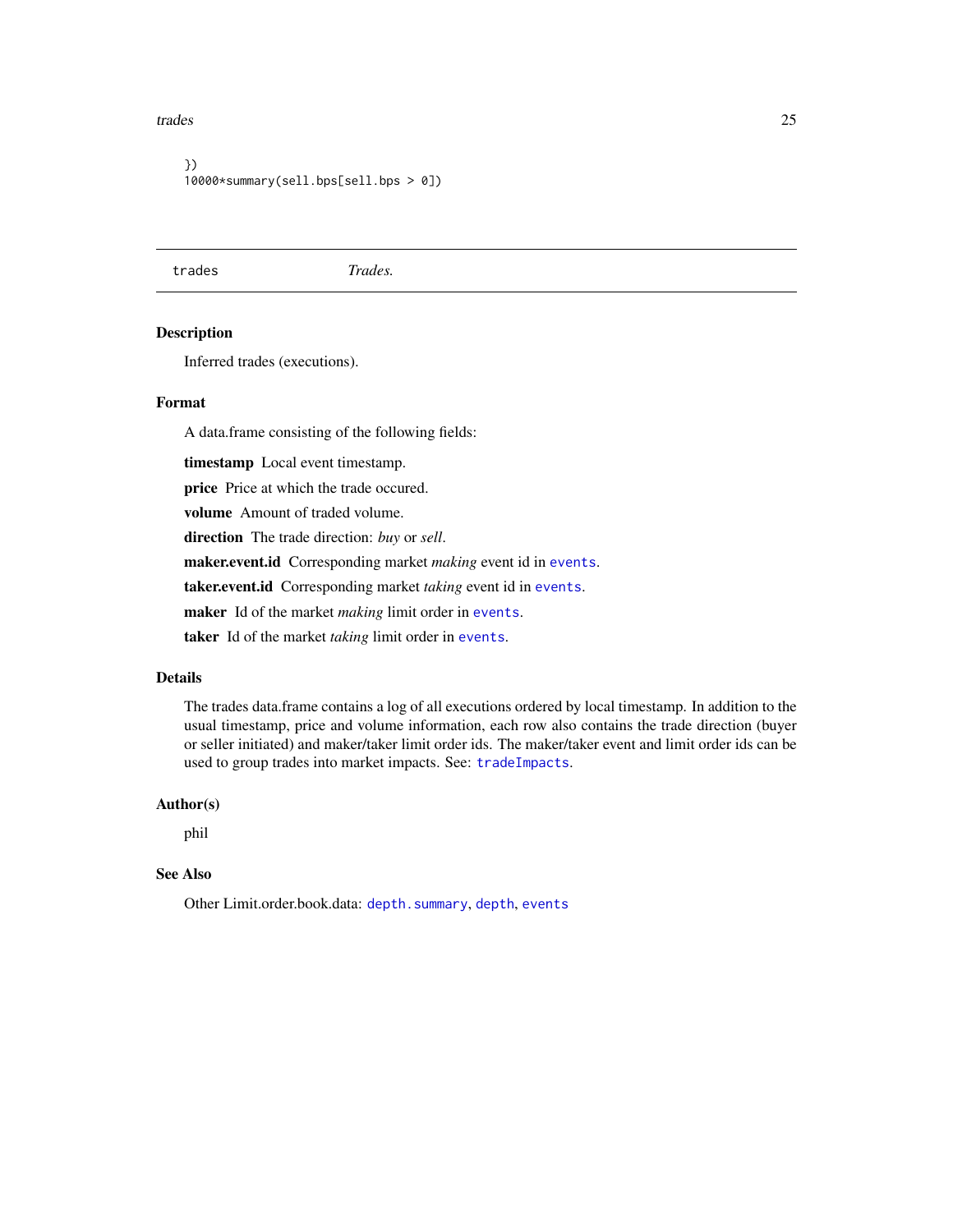```
})
10000*summary(sell.bps[sell.bps > 0])
```

## trades — *Trades.*

### Description

Inferred trades (executions).

### Format

A data.frame consisting of the following fields:

**timestamp** Local event timestamp.

**price** Price at which the trade occured.

**volume** Amount of traded volume.

**direction** The trade direction: *buy* or *sell*.

**maker.event.id** Corresponding market *making* event id in `events`.

**taker.event.id** Corresponding market *taking* event id in `events`.

**maker** Id of the market *making* limit order in `events`.

**taker** Id of the market *taking* limit order in `events`.

### Details

The trades data.frame contains a log of all executions ordered by local timestamp. In addition to the usual timestamp, price and volume information, each row also contains the trade direction (buyer or seller initiated) and maker/taker limit order ids. The maker/taker event and limit order ids can be used to group trades into market impacts. See: `tradeImpacts`.

### Author(s)

phil

### See Also

Other Limit.order.book.data: `depth.summary`, `depth`, `events`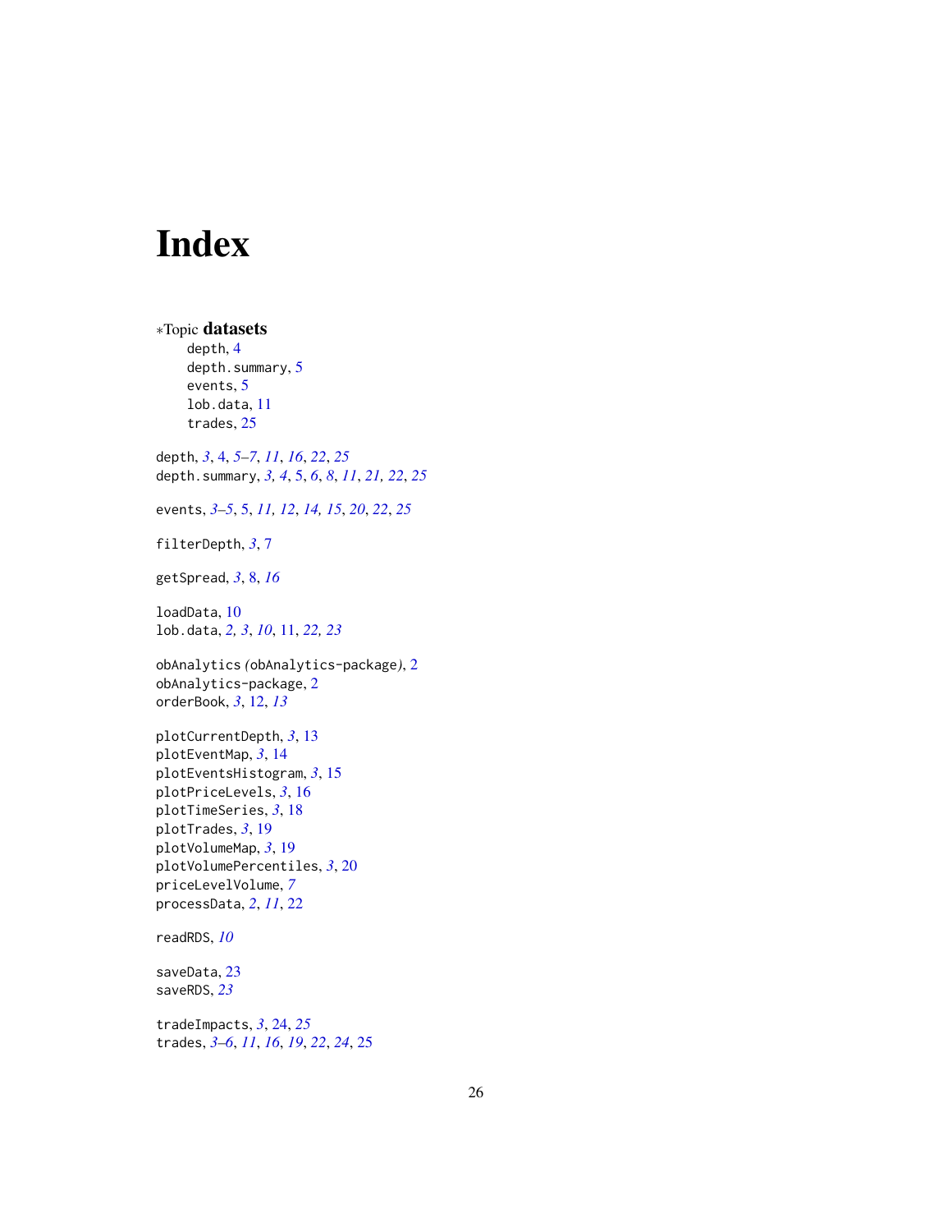# Index

∗Topic **datasets**

depth, 4
depth.summary, 5
events, 5
lob.data, 11
trades, 25

depth, *3*, 4, *5–7*, *11*, *16*, *22*, *25*
depth.summary, *3, 4*, 5, *6*, *8*, *11*, *21, 22*, *25*

events, *3–5*, 5, *11, 12*, *14, 15*, *20*, *22*, *25*

filterDepth, *3*, 7

getSpread, *3*, 8, *16*

loadData, 10
lob.data, *2, 3*, *10*, 11, *22, 23*

obAnalytics *(*obAnalytics-package*)*, 2
obAnalytics-package, 2
orderBook, *3*, 12, *13*

plotCurrentDepth, *3*, 13
plotEventMap, *3*, 14
plotEventsHistogram, *3*, 15
plotPriceLevels, *3*, 16
plotTimeSeries, *3*, 18
plotTrades, *3*, 19
plotVolumeMap, *3*, 19
plotVolumePercentiles, *3*, 20
priceLevelVolume, *7*
processData, *2*, *11*, 22

readRDS, *10*

saveData, 23
saveRDS, *23*

tradeImpacts, *3*, 24, *25*
trades, *3–6*, *11*, *16*, *19*, *22*, *24*, 25